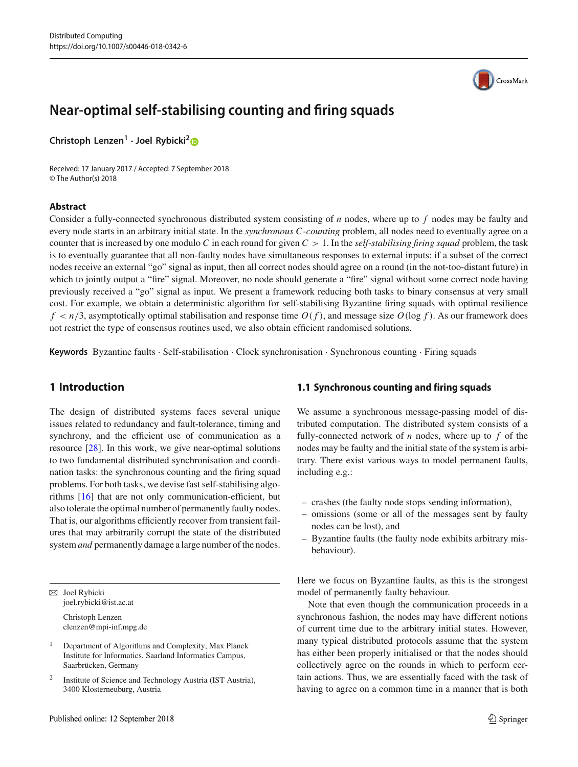# Near-optimal self-stabilising counting and firing squads

**Christoph Lenzen[1] · Joel Rybicki[2]**

Received: 17 January 2017 / Accepted: 7 September 2018
© The Author(s) 2018

## Abstract

Consider a fully-connected synchronous distributed system consisting of $n$ nodes, where up to $f$ nodes may be faulty and every node starts in an arbitrary initial state. In the *synchronous C-counting* problem, all nodes need to eventually agree on a counter that is increased by one modulo $C$ in each round for given $C > 1$. In the *self-stabilising firing squad* problem, the task is to eventually guarantee that all non-faulty nodes have simultaneous responses to external inputs: if a subset of the correct nodes receive an external "go" signal as input, then all correct nodes should agree on a round (in the not-too-distant future) in which to jointly output a "fire" signal. Moreover, no node should generate a "fire" signal without some correct node having previously received a "go" signal as input. We present a framework reducing both tasks to binary consensus at very small cost. For example, we obtain a deterministic algorithm for self-stabilising Byzantine firing squads with optimal resilience $f < n/3$, asymptotically optimal stabilisation and response time $O(f)$, and message size $O(\log f)$. As our framework does not restrict the type of consensus routines used, we also obtain efficient randomised solutions.

**Keywords** Byzantine faults · Self-stabilisation · Clock synchronisation · Synchronous counting · Firing squads

## 1 Introduction

The design of distributed systems faces several unique issues related to redundancy and fault-tolerance, timing and synchrony, and the efficient use of communication as a resource [28]. In this work, we give near-optimal solutions to two fundamental distributed synchronisation and coordination tasks: the synchronous counting and the firing squad problems. For both tasks, we devise fast self-stabilising algorithms [16] that are not only communication-efficient, but also tolerate the optimal number of permanently faulty nodes. That is, our algorithms efficiently recover from transient failures that may arbitrarily corrupt the state of the distributed system *and* permanently damage a large number of the nodes.

✉ Joel Rybicki
joel.rybicki@ist.ac.at

Christoph Lenzen
clenzen@mpi-inf.mpg.de

[1] Department of Algorithms and Complexity, Max Planck Institute for Informatics, Saarland Informatics Campus, Saarbrücken, Germany

[2] Institute of Science and Technology Austria (IST Austria), 3400 Klosterneuburg, Austria

### 1.1 Synchronous counting and firing squads

We assume a synchronous message-passing model of distributed computation. The distributed system consists of a fully-connected network of $n$ nodes, where up to $f$ of the nodes may be faulty and the initial state of the system is arbitrary. There exist various ways to model permanent faults, including e.g.:

- crashes (the faulty node stops sending information),
- omissions (some or all of the messages sent by faulty nodes can be lost), and
- Byzantine faults (the faulty node exhibits arbitrary misbehaviour).

Here we focus on Byzantine faults, as this is the strongest model of permanently faulty behaviour.

Note that even though the communication proceeds in a synchronous fashion, the nodes may have different notions of current time due to the arbitrary initial states. However, many typical distributed protocols assume that the system has either been properly initialised or that the nodes should collectively agree on the rounds in which to perform certain actions. Thus, we are essentially faced with the task of having to agree on a common time in a manner that is both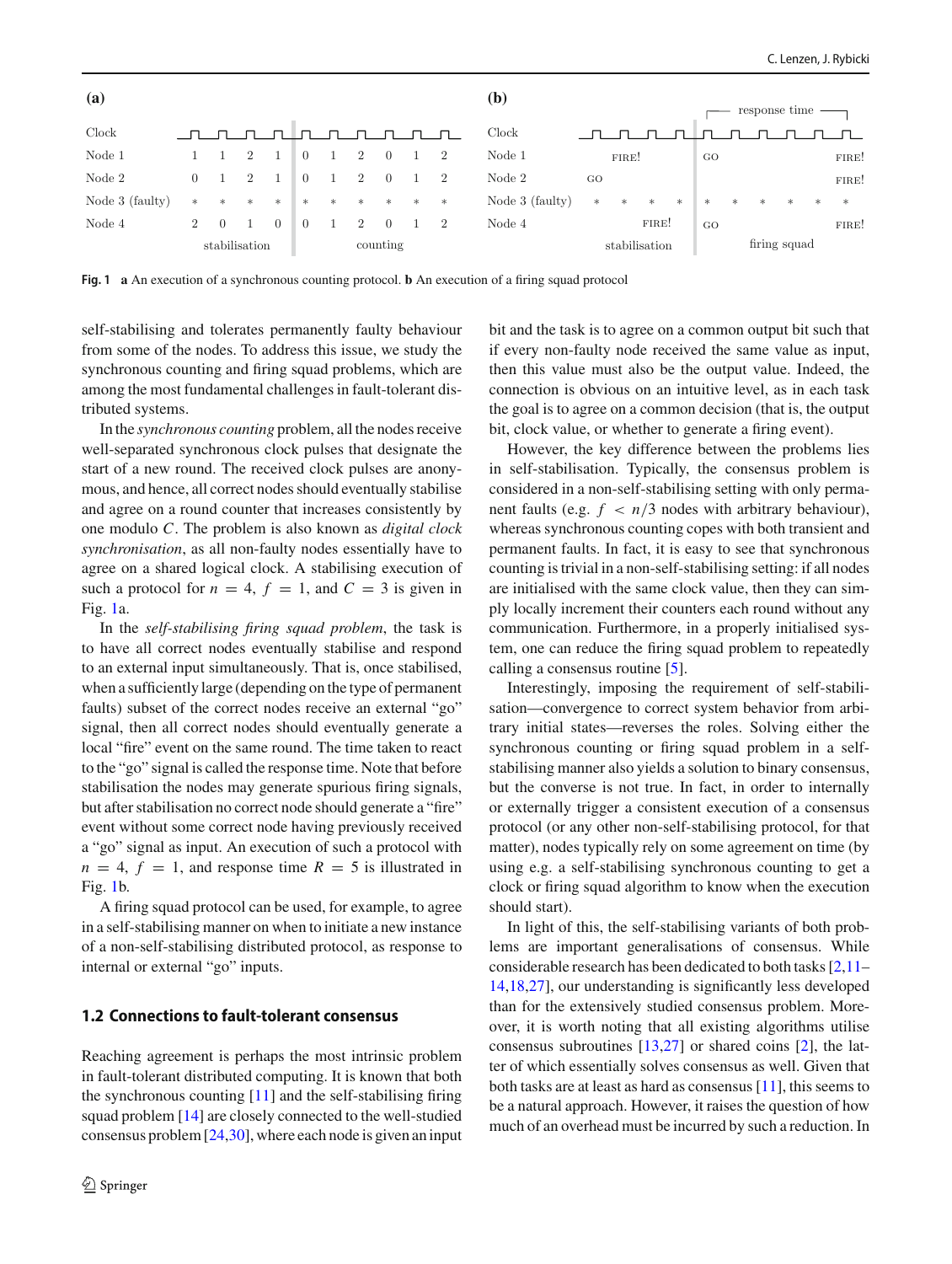(a)

Clock

Node 1 1 1 2 1 0 1 2 0 1 2

Node 2 0 1 2 1 0 1 2 0 1 2

Node 3 (faulty) * * * * * * * * * *

Node 4 2 0 1 0 0 1 2 0 1 2

stabilisation counting

(b)

response time

Clock

Node 1 FIRE! GO FIRE!

Node 2 GO FIRE!

Node 3 (faulty) * * * * * * * * * *

Node 4 FIRE! GO FIRE!

stabilisation firing squad

**Fig. 1** **a** An execution of a synchronous counting protocol. **b** An execution of a firing squad protocol

self-stabilising and tolerates permanently faulty behaviour from some of the nodes. To address this issue, we study the synchronous counting and firing squad problems, which are among the most fundamental challenges in fault-tolerant distributed systems.

In the *synchronous counting* problem, all the nodes receive well-separated synchronous clock pulses that designate the start of a new round. The received clock pulses are anonymous, and hence, all correct nodes should eventually stabilise and agree on a round counter that increases consistently by one modulo $C$. The problem is also known as *digital clock synchronisation*, as all non-faulty nodes essentially have to agree on a shared logical clock. A stabilising execution of such a protocol for $n = 4$, $f = 1$, and $C = 3$ is given in Fig. 1a.

In the *self-stabilising firing squad problem*, the task is to have all correct nodes eventually stabilise and respond to an external input simultaneously. That is, once stabilised, when a sufficiently large (depending on the type of permanent faults) subset of the correct nodes receive an external "go" signal, then all correct nodes should eventually generate a local "fire" event on the same round. The time taken to react to the "go" signal is called the response time. Note that before stabilisation the nodes may generate spurious firing signals, but after stabilisation no correct node should generate a "fire" event without some correct node having previously received a "go" signal as input. An execution of such a protocol with $n = 4$, $f = 1$, and response time $R = 5$ is illustrated in Fig. 1b.

A firing squad protocol can be used, for example, to agree in a self-stabilising manner on when to initiate a new instance of a non-self-stabilising distributed protocol, as response to internal or external "go" inputs.

### 1.2 Connections to fault-tolerant consensus

Reaching agreement is perhaps the most intrinsic problem in fault-tolerant distributed computing. It is known that both the synchronous counting [11] and the self-stabilising firing squad problem [14] are closely connected to the well-studied consensus problem [24,30], where each node is given an input bit and the task is to agree on a common output bit such that if every non-faulty node received the same value as input, then this value must also be the output value. Indeed, the connection is obvious on an intuitive level, as in each task the goal is to agree on a common decision (that is, the output bit, clock value, or whether to generate a firing event).

However, the key difference between the problems lies in self-stabilisation. Typically, the consensus problem is considered in a non-self-stabilising setting with only permanent faults (e.g. $f < n/3$ nodes with arbitrary behaviour), whereas synchronous counting copes with both transient and permanent faults. In fact, it is easy to see that synchronous counting is trivial in a non-self-stabilising setting: if all nodes are initialised with the same clock value, then they can simply locally increment their counters each round without any communication. Furthermore, in a properly initialised system, one can reduce the firing squad problem to repeatedly calling a consensus routine [5].

Interestingly, imposing the requirement of self-stabilisation—convergence to correct system behavior from arbitrary initial states—reverses the roles. Solving either the synchronous counting or firing squad problem in a self-stabilising manner also yields a solution to binary consensus, but the converse is not true. In fact, in order to internally or externally trigger a consistent execution of a consensus protocol (or any other non-self-stabilising protocol, for that matter), nodes typically rely on some agreement on time (by using e.g. a self-stabilising synchronous counting to get a clock or firing squad algorithm to know when the execution should start).

In light of this, the self-stabilising variants of both problems are important generalisations of consensus. While considerable research has been dedicated to both tasks [2,11–14,18,27], our understanding is significantly less developed than for the extensively studied consensus problem. Moreover, it is worth noting that all existing algorithms utilise consensus subroutines [13,27] or shared coins [2], the latter of which essentially solves consensus as well. Given that both tasks are at least as hard as consensus [11], this seems to be a natural approach. However, it raises the question of how much of an overhead must be incurred by such a reduction. In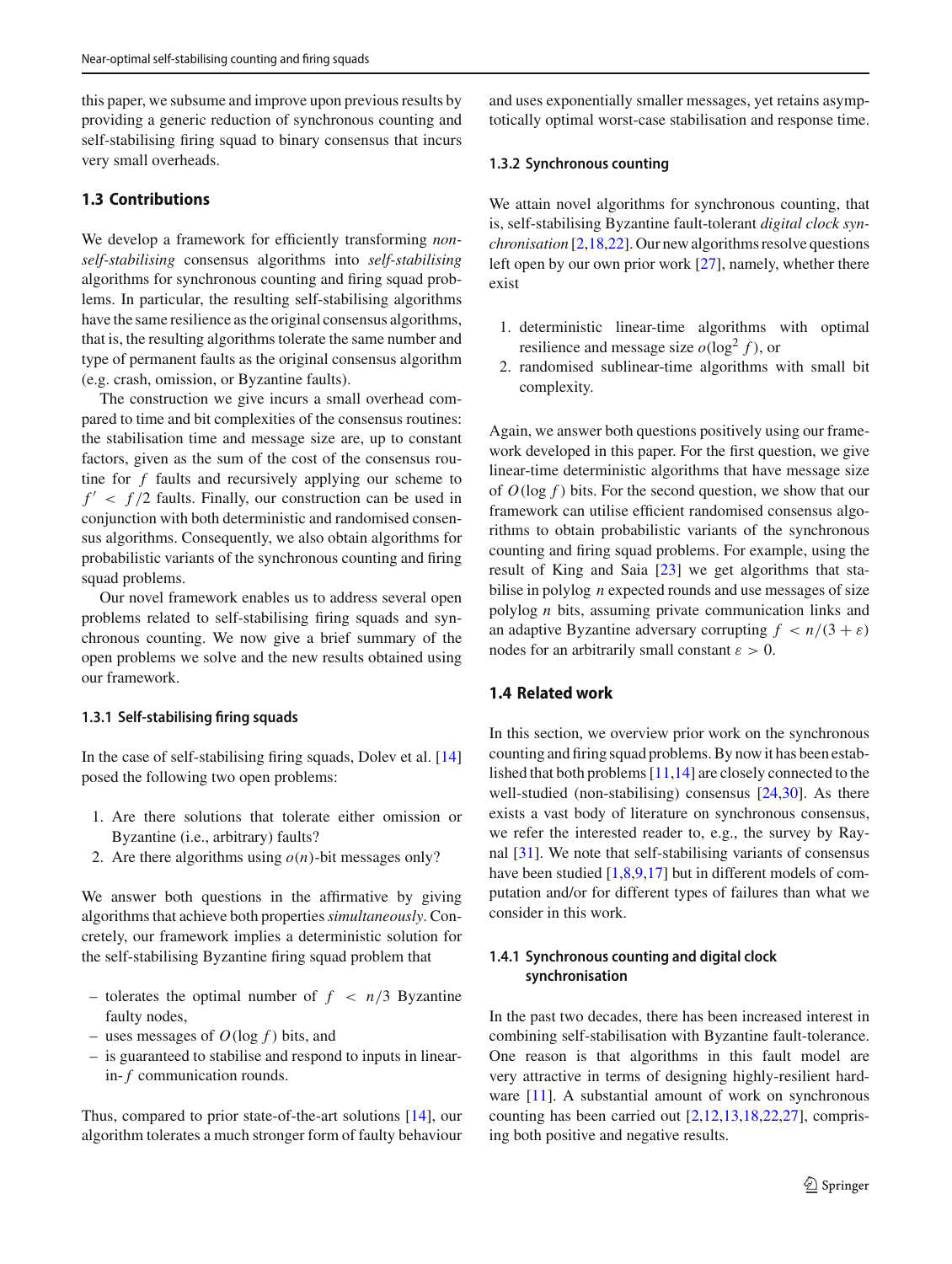this paper, we subsume and improve upon previous results by providing a generic reduction of synchronous counting and self-stabilising firing squad to binary consensus that incurs very small overheads.

## 1.3 Contributions

We develop a framework for efficiently transforming *non-self-stabilising* consensus algorithms into *self-stabilising* algorithms for synchronous counting and firing squad problems. In particular, the resulting self-stabilising algorithms have the same resilience as the original consensus algorithms, that is, the resulting algorithms tolerate the same number and type of permanent faults as the original consensus algorithm (e.g. crash, omission, or Byzantine faults).

The construction we give incurs a small overhead compared to time and bit complexities of the consensus routines: the stabilisation time and message size are, up to constant factors, given as the sum of the cost of the consensus routine for $f$ faults and recursively applying our scheme to $f' < f/2$ faults. Finally, our construction can be used in conjunction with both deterministic and randomised consensus algorithms. Consequently, we also obtain algorithms for probabilistic variants of the synchronous counting and firing squad problems.

Our novel framework enables us to address several open problems related to self-stabilising firing squads and synchronous counting. We now give a brief summary of the open problems we solve and the new results obtained using our framework.

### 1.3.1 Self-stabilising firing squads

In the case of self-stabilising firing squads, Dolev et al. [14] posed the following two open problems:

1. Are there solutions that tolerate either omission or Byzantine (i.e., arbitrary) faults?
2. Are there algorithms using $o(n)$-bit messages only?

We answer both questions in the affirmative by giving algorithms that achieve both properties *simultaneously*. Concretely, our framework implies a deterministic solution for the self-stabilising Byzantine firing squad problem that

- tolerates the optimal number of $f < n/3$ Byzantine faulty nodes,
- uses messages of $O(\log f)$ bits, and
- is guaranteed to stabilise and respond to inputs in linear-in-$f$ communication rounds.

Thus, compared to prior state-of-the-art solutions [14], our algorithm tolerates a much stronger form of faulty behaviour and uses exponentially smaller messages, yet retains asymptotically optimal worst-case stabilisation and response time.

### 1.3.2 Synchronous counting

We attain novel algorithms for synchronous counting, that is, self-stabilising Byzantine fault-tolerant *digital clock synchronisation* [2,18,22]. Our new algorithms resolve questions left open by our own prior work [27], namely, whether there exist

1. deterministic linear-time algorithms with optimal resilience and message size $o(\log^2 f)$, or
2. randomised sublinear-time algorithms with small bit complexity.

Again, we answer both questions positively using our framework developed in this paper. For the first question, we give linear-time deterministic algorithms that have message size of $O(\log f)$ bits. For the second question, we show that our framework can utilise efficient randomised consensus algorithms to obtain probabilistic variants of the synchronous counting and firing squad problems. For example, using the result of King and Saia [23] we get algorithms that stabilise in polylog $n$ expected rounds and use messages of size polylog $n$ bits, assuming private communication links and an adaptive Byzantine adversary corrupting $f < n/(3+\varepsilon)$ nodes for an arbitrarily small constant $\varepsilon > 0$.

## 1.4 Related work

In this section, we overview prior work on the synchronous counting and firing squad problems. By now it has been established that both problems [11,14] are closely connected to the well-studied (non-stabilising) consensus [24,30]. As there exists a vast body of literature on synchronous consensus, we refer the interested reader to, e.g., the survey by Raynal [31]. We note that self-stabilising variants of consensus have been studied [1,8,9,17] but in different models of computation and/or for different types of failures than what we consider in this work.

### 1.4.1 Synchronous counting and digital clock synchronisation

In the past two decades, there has been increased interest in combining self-stabilisation with Byzantine fault-tolerance. One reason is that algorithms in this fault model are very attractive in terms of designing highly-resilient hardware [11]. A substantial amount of work on synchronous counting has been carried out [2,12,13,18,22,27], comprising both positive and negative results.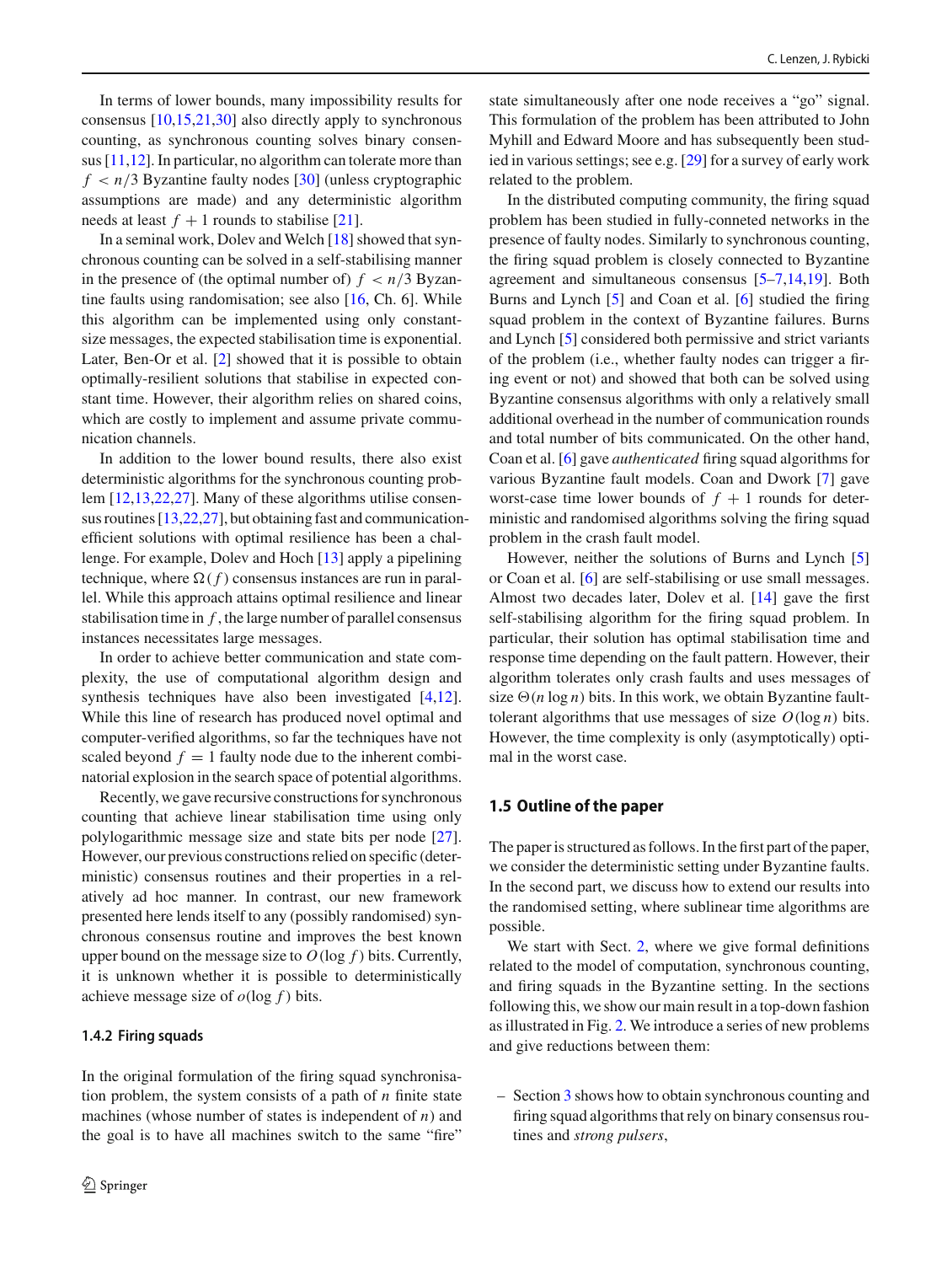In terms of lower bounds, many impossibility results for consensus [10,15,21,30] also directly apply to synchronous counting, as synchronous counting solves binary consensus [11,12]. In particular, no algorithm can tolerate more than $f < n/3$ Byzantine faulty nodes [30] (unless cryptographic assumptions are made) and any deterministic algorithm needs at least $f + 1$ rounds to stabilise [21].

In a seminal work, Dolev and Welch [18] showed that synchronous counting can be solved in a self-stabilising manner in the presence of (the optimal number of) $f < n/3$ Byzantine faults using randomisation; see also [16, Ch. 6]. While this algorithm can be implemented using only constant-size messages, the expected stabilisation time is exponential. Later, Ben-Or et al. [2] showed that it is possible to obtain optimally-resilient solutions that stabilise in expected constant time. However, their algorithm relies on shared coins, which are costly to implement and assume private communication channels.

In addition to the lower bound results, there also exist deterministic algorithms for the synchronous counting problem [12,13,22,27]. Many of these algorithms utilise consensus routines [13,22,27], but obtaining fast and communication-efficient solutions with optimal resilience has been a challenge. For example, Dolev and Hoch [13] apply a pipelining technique, where $\Omega(f)$ consensus instances are run in parallel. While this approach attains optimal resilience and linear stabilisation time in $f$, the large number of parallel consensus instances necessitates large messages.

In order to achieve better communication and state complexity, the use of computational algorithm design and synthesis techniques have also been investigated [4,12]. While this line of research has produced novel optimal and computer-verified algorithms, so far the techniques have not scaled beyond $f = 1$ faulty node due to the inherent combinatorial explosion in the search space of potential algorithms.

Recently, we gave recursive constructions for synchronous counting that achieve linear stabilisation time using only polylogarithmic message size and state bits per node [27]. However, our previous constructions relied on specific (deterministic) consensus routines and their properties in a relatively ad hoc manner. In contrast, our new framework presented here lends itself to any (possibly randomised) synchronous consensus routine and improves the best known upper bound on the message size to $O(\log f)$ bits. Currently, it is unknown whether it is possible to deterministically achieve message size of $o(\log f)$ bits.

#### 1.4.2 Firing squads

In the original formulation of the firing squad synchronisation problem, the system consists of a path of $n$ finite state machines (whose number of states is independent of $n$) and the goal is to have all machines switch to the same "fire" state simultaneously after one node receives a "go" signal. This formulation of the problem has been attributed to John Myhill and Edward Moore and has subsequently been studied in various settings; see e.g. [29] for a survey of early work related to the problem.

In the distributed computing community, the firing squad problem has been studied in fully-conneted networks in the presence of faulty nodes. Similarly to synchronous counting, the firing squad problem is closely connected to Byzantine agreement and simultaneous consensus [5–7,14,19]. Both Burns and Lynch [5] and Coan et al. [6] studied the firing squad problem in the context of Byzantine failures. Burns and Lynch [5] considered both permissive and strict variants of the problem (i.e., whether faulty nodes can trigger a firing event or not) and showed that both can be solved using Byzantine consensus algorithms with only a relatively small additional overhead in the number of communication rounds and total number of bits communicated. On the other hand, Coan et al. [6] gave *authenticated* firing squad algorithms for various Byzantine fault models. Coan and Dwork [7] gave worst-case time lower bounds of $f + 1$ rounds for deterministic and randomised algorithms solving the firing squad problem in the crash fault model.

However, neither the solutions of Burns and Lynch [5] or Coan et al. [6] are self-stabilising or use small messages. Almost two decades later, Dolev et al. [14] gave the first self-stabilising algorithm for the firing squad problem. In particular, their solution has optimal stabilisation time and response time depending on the fault pattern. However, their algorithm tolerates only crash faults and uses messages of size $\Theta(n \log n)$ bits. In this work, we obtain Byzantine fault-tolerant algorithms that use messages of size $O(\log n)$ bits. However, the time complexity is only (asymptotically) optimal in the worst case.

### 1.5 Outline of the paper

The paper is structured as follows. In the first part of the paper, we consider the deterministic setting under Byzantine faults. In the second part, we discuss how to extend our results into the randomised setting, where sublinear time algorithms are possible.

We start with Sect. 2, where we give formal definitions related to the model of computation, synchronous counting, and firing squads in the Byzantine setting. In the sections following this, we show our main result in a top-down fashion as illustrated in Fig. 2. We introduce a series of new problems and give reductions between them:

- Section 3 shows how to obtain synchronous counting and firing squad algorithms that rely on binary consensus routines and *strong pulsers*,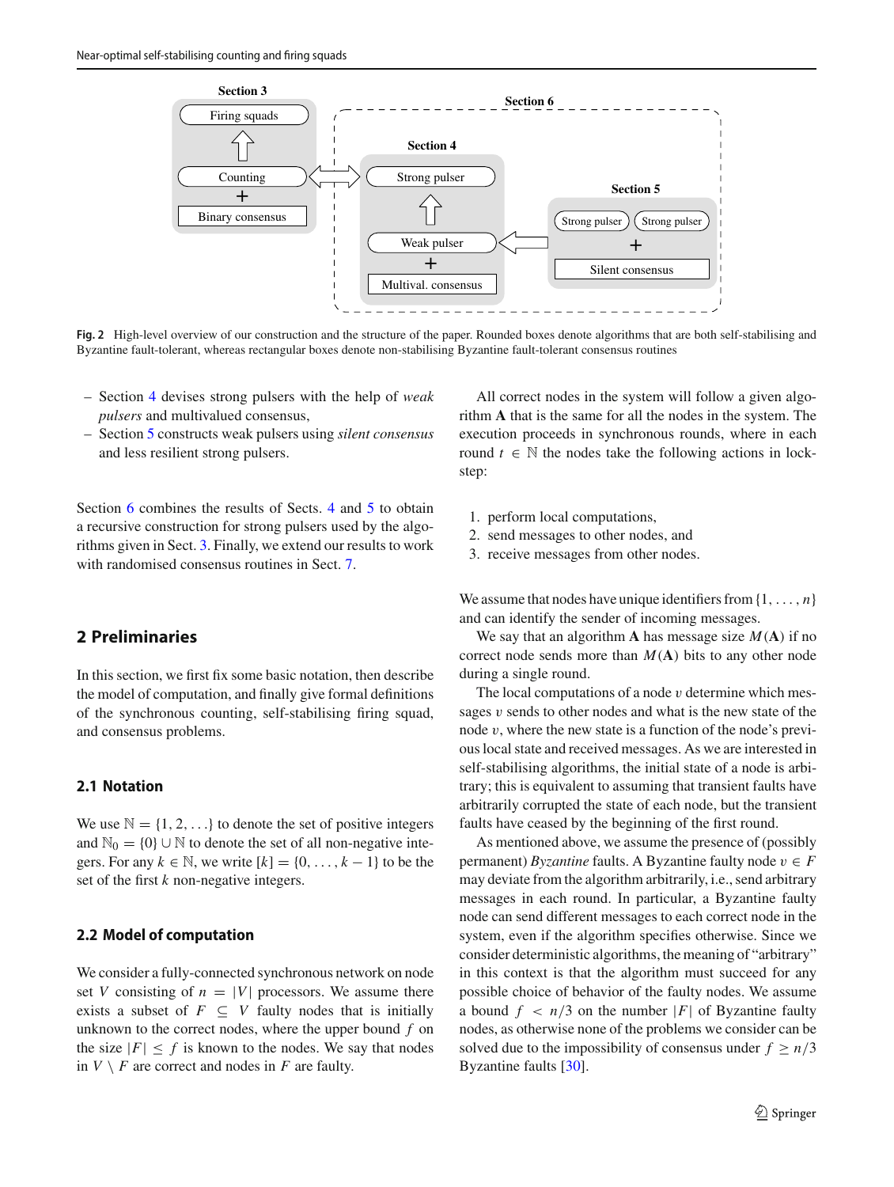Fig. 2 High-level overview of our construction and the structure of the paper. Rounded boxes denote algorithms that are both self-stabilising and Byzantine fault-tolerant, whereas rectangular boxes denote non-stabilising Byzantine fault-tolerant consensus routines

- Section 4 devises strong pulsers with the help of *weak pulsers* and multivalued consensus,
- Section 5 constructs weak pulsers using *silent consensus* and less resilient strong pulsers.

Section 6 combines the results of Sects. 4 and 5 to obtain a recursive construction for strong pulsers used by the algorithms given in Sect. 3. Finally, we extend our results to work with randomised consensus routines in Sect. 7.

## 2 Preliminaries

In this section, we first fix some basic notation, then describe the model of computation, and finally give formal definitions of the synchronous counting, self-stabilising firing squad, and consensus problems.

### 2.1 Notation

We use $\mathbb{N} = \{1, 2, \ldots\}$ to denote the set of positive integers and $\mathbb{N}_0 = \{0\} \cup \mathbb{N}$ to denote the set of all non-negative integers. For any $k \in \mathbb{N}$, we write $[k] = \{0, \ldots, k-1\}$ to be the set of the first $k$ non-negative integers.

### 2.2 Model of computation

We consider a fully-connected synchronous network on node set $V$ consisting of $n = |V|$ processors. We assume there exists a subset of $F \subseteq V$ faulty nodes that is initially unknown to the correct nodes, where the upper bound $f$ on the size $|F| \leq f$ is known to the nodes. We say that nodes in $V \setminus F$ are correct and nodes in $F$ are faulty.

All correct nodes in the system will follow a given algorithm **A** that is the same for all the nodes in the system. The execution proceeds in synchronous rounds, where in each round $t \in \mathbb{N}$ the nodes take the following actions in lock-step:

1. perform local computations,
2. send messages to other nodes, and
3. receive messages from other nodes.

We assume that nodes have unique identifiers from $\{1, \ldots, n\}$ and can identify the sender of incoming messages.

We say that an algorithm **A** has message size $M(\mathbf{A})$ if no correct node sends more than $M(\mathbf{A})$ bits to any other node during a single round.

The local computations of a node $v$ determine which messages $v$ sends to other nodes and what is the new state of the node $v$, where the new state is a function of the node's previous local state and received messages. As we are interested in self-stabilising algorithms, the initial state of a node is arbitrary; this is equivalent to assuming that transient faults have arbitrarily corrupted the state of each node, but the transient faults have ceased by the beginning of the first round.

As mentioned above, we assume the presence of (possibly permanent) *Byzantine* faults. A Byzantine faulty node $v \in F$ may deviate from the algorithm arbitrarily, i.e., send arbitrary messages in each round. In particular, a Byzantine faulty node can send different messages to each correct node in the system, even if the algorithm specifies otherwise. Since we consider deterministic algorithms, the meaning of "arbitrary" in this context is that the algorithm must succeed for any possible choice of behavior of the faulty nodes. We assume a bound $f < n/3$ on the number $|F|$ of Byzantine faulty nodes, as otherwise none of the problems we consider can be solved due to the impossibility of consensus under $f \geq n/3$ Byzantine faults [30].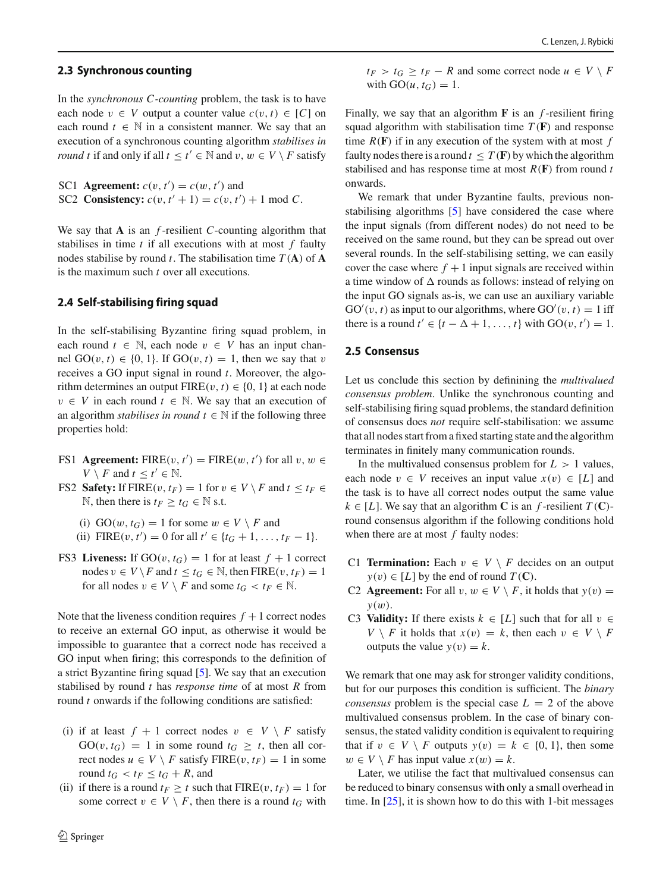### 2.3 Synchronous counting

In the *synchronous C-counting* problem, the task is to have each node $v \in V$ output a counter value $c(v, t) \in [C]$ on each round $t \in \mathbb{N}$ in a consistent manner. We say that an execution of a synchronous counting algorithm *stabilises in round t* if and only if all $t \le t' \in \mathbb{N}$ and $v, w \in V \setminus F$ satisfy

SC1 **Agreement:** $c(v, t') = c(w, t')$ and
SC2 **Consistency:** $c(v, t' + 1) = c(v, t') + 1 \mod C$.

We say that **A** is an $f$-resilient $C$-counting algorithm that stabilises in time $t$ if all executions with at most $f$ faulty nodes stabilise by round $t$. The stabilisation time $T(\mathbf{A})$ of **A** is the maximum such $t$ over all executions.

### 2.4 Self-stabilising firing squad

In the self-stabilising Byzantine firing squad problem, in each round $t \in \mathbb{N}$, each node $v \in V$ has an input channel $\text{GO}(v, t) \in \{0, 1\}$. If $\text{GO}(v, t) = 1$, then we say that $v$ receives a GO input signal in round $t$. Moreover, the algorithm determines an output $\text{FIRE}(v, t) \in \{0, 1\}$ at each node $v \in V$ in each round $t \in \mathbb{N}$. We say that an execution of an algorithm *stabilises in round* $t \in \mathbb{N}$ if the following three properties hold:

FS1 **Agreement:** $\text{FIRE}(v, t') = \text{FIRE}(w, t')$ for all $v, w \in V \setminus F$ and $t \le t' \in \mathbb{N}$.
FS2 **Safety:** If $\text{FIRE}(v, t_F) = 1$ for $v \in V \setminus F$ and $t \le t_F \in \mathbb{N}$, then there is $t_F \ge t_G \in \mathbb{N}$ s.t.

(i) $\text{GO}(w, t_G) = 1$ for some $w \in V \setminus F$ and
(ii) $\text{FIRE}(v, t') = 0$ for all $t' \in \{t_G + 1, \dots, t_F - 1\}$.

FS3 **Liveness:** If $\text{GO}(v, t_G) = 1$ for at least $f + 1$ correct nodes $v \in V \setminus F$ and $t \le t_G \in \mathbb{N}$, then $\text{FIRE}(v, t_F) = 1$ for all nodes $v \in V \setminus F$ and some $t_G < t_F \in \mathbb{N}$.

Note that the liveness condition requires $f + 1$ correct nodes to receive an external GO input, as otherwise it would be impossible to guarantee that a correct node has received a GO input when firing; this corresponds to the definition of a strict Byzantine firing squad [5]. We say that an execution stabilised by round $t$ has *response time* of at most $R$ from round $t$ onwards if the following conditions are satisfied:

(i) if at least $f + 1$ correct nodes $v \in V \setminus F$ satisfy $\text{GO}(v, t_G) = 1$ in some round $t_G \ge t$, then all correct nodes $u \in V \setminus F$ satisfy $\text{FIRE}(v, t_F) = 1$ in some round $t_G < t_F \le t_G + R$, and
(ii) if there is a round $t_F \ge t$ such that $\text{FIRE}(v, t_F) = 1$ for some correct $v \in V \setminus F$, then there is a round $t_G$ with $t_F > t_G \ge t_F - R$ and some correct node $u \in V \setminus F$ with $\text{GO}(u, t_G) = 1$.

Finally, we say that an algorithm **F** is an $f$-resilient firing squad algorithm with stabilisation time $T(\mathbf{F})$ and response time $R(\mathbf{F})$ if in any execution of the system with at most $f$ faulty nodes there is a round $t \le T(\mathbf{F})$ by which the algorithm stabilised and has response time at most $R(\mathbf{F})$ from round $t$ onwards.

We remark that under Byzantine faults, previous non-stabilising algorithms [5] have considered the case where the input signals (from different nodes) do not need to be received on the same round, but they can be spread out over several rounds. In the self-stabilising setting, we can easily cover the case where $f + 1$ input signals are received within a time window of $\Delta$ rounds as follows: instead of relying on the input GO signals as-is, we can use an auxiliary variable $\text{GO}'(v, t)$ as input to our algorithms, where $\text{GO}'(v, t) = 1$ iff there is a round $t' \in \{t - \Delta + 1, \dots, t\}$ with $\text{GO}(v, t') = 1$.

### 2.5 Consensus

Let us conclude this section by defining the *multivalued consensus problem*. Unlike the synchronous counting and self-stabilising firing squad problems, the standard definition of consensus does *not* require self-stabilisation: we assume that all nodes start from a fixed starting state and the algorithm terminates in finitely many communication rounds.

In the multivalued consensus problem for $L > 1$ values, each node $v \in V$ receives an input value $x(v) \in [L]$ and the task is to have all correct nodes output the same value $k \in [L]$. We say that an algorithm **C** is an $f$-resilient $T(\mathbf{C})$-round consensus algorithm if the following conditions hold when there are at most $f$ faulty nodes:

C1 **Termination:** Each $v \in V \setminus F$ decides on an output $y(v) \in [L]$ by the end of round $T(\mathbf{C})$.
C2 **Agreement:** For all $v, w \in V \setminus F$, it holds that $y(v) = y(w)$.
C3 **Validity:** If there exists $k \in [L]$ such that for all $v \in V \setminus F$ it holds that $x(v) = k$, then each $v \in V \setminus F$ outputs the value $y(v) = k$.

We remark that one may ask for stronger validity conditions, but for our purposes this condition is sufficient. The *binary consensus* problem is the special case $L = 2$ of the above multivalued consensus problem. In the case of binary consensus, the stated validity condition is equivalent to requiring that if $v \in V \setminus F$ outputs $y(v) = k \in \{0, 1\}$, then some $w \in V \setminus F$ has input value $x(w) = k$.

Later, we utilise the fact that multivalued consensus can be reduced to binary consensus with only a small overhead in time. In [25], it is shown how to do this with 1-bit messages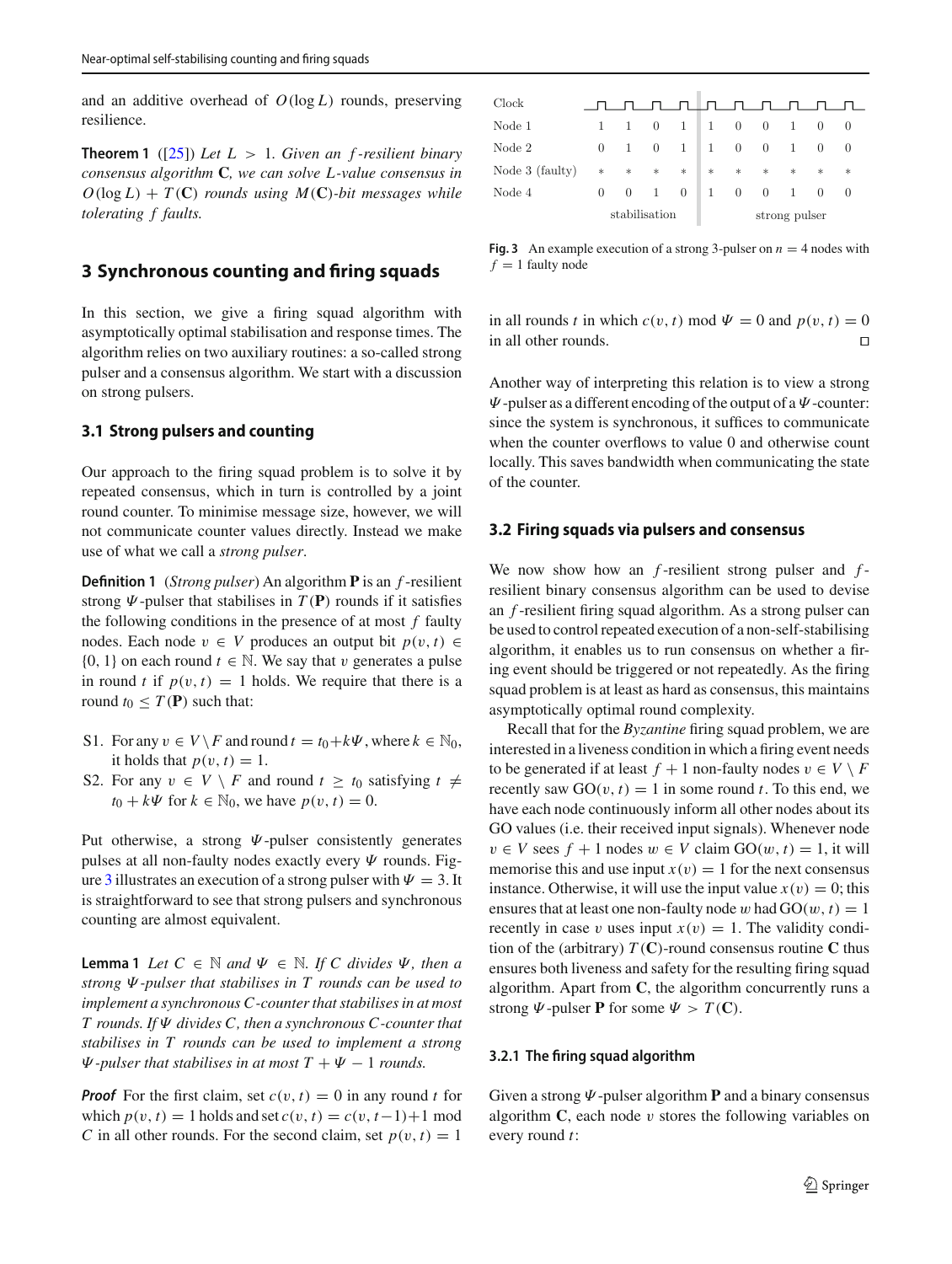and an additive overhead of $O(\log L)$ rounds, preserving resilience.

**Theorem 1** ([25]) *Let $L > 1$. Given an $f$-resilient binary consensus algorithm $\mathbf{C}$, we can solve $L$-value consensus in $O(\log L) + T(\mathbf{C})$ rounds using $M(\mathbf{C})$-bit messages while tolerating $f$ faults.*

## 3 Synchronous counting and firing squads

In this section, we give a firing squad algorithm with asymptotically optimal stabilisation and response times. The algorithm relies on two auxiliary routines: a so-called strong pulser and a consensus algorithm. We start with a discussion on strong pulsers.

### 3.1 Strong pulsers and counting

Our approach to the firing squad problem is to solve it by repeated consensus, which in turn is controlled by a joint round counter. To minimise message size, however, we will not communicate counter values directly. Instead we make use of what we call a *strong pulser*.

**Definition 1** (*Strong pulser*) An algorithm $\mathbf{P}$ is an $f$-resilient strong $\Psi$-pulser that stabilises in $T(\mathbf{P})$ rounds if it satisfies the following conditions in the presence of at most $f$ faulty nodes. Each node $v \in V$ produces an output bit $p(v, t) \in \{0, 1\}$ on each round $t \in \mathbb{N}$. We say that $v$ generates a pulse in round $t$ if $p(v, t) = 1$ holds. We require that there is a round $t_0 \leq T(\mathbf{P})$ such that:

- S1. For any $v \in V \setminus F$ and round $t = t_0 + k\Psi$, where $k \in \mathbb{N}_0$, it holds that $p(v, t) = 1$.
- S2. For any $v \in V \setminus F$ and round $t \geq t_0$ satisfying $t \neq t_0 + k\Psi$ for $k \in \mathbb{N}_0$, we have $p(v, t) = 0$.

Put otherwise, a strong $\Psi$-pulser consistently generates pulses at all non-faulty nodes exactly every $\Psi$ rounds. Figure 3 illustrates an execution of a strong pulser with $\Psi = 3$. It is straightforward to see that strong pulsers and synchronous counting are almost equivalent.

**Lemma 1** *Let $C \in \mathbb{N}$ and $\Psi \in \mathbb{N}$. If $C$ divides $\Psi$, then a strong $\Psi$-pulser that stabilises in $T$ rounds can be used to implement a synchronous $C$-counter that stabilises in at most $T$ rounds. If $\Psi$ divides $C$, then a synchronous $C$-counter that stabilises in $T$ rounds can be used to implement a strong $\Psi$-pulser that stabilises in at most $T + \Psi - 1$ rounds.*

***Proof*** For the first claim, set $c(v, t) = 0$ in any round $t$ for which $p(v, t) = 1$ holds and set $c(v, t) = c(v, t-1)+1 \bmod C$ in all other rounds. For the second claim, set $p(v, t) = 1$ in all rounds $t$ in which $c(v, t) \bmod \Psi = 0$ and $p(v, t) = 0$ in all other rounds. □

| Clock | | | | | | | | | | |
|---|---|---|---|---|---|---|---|---|---|---|
| Node 1 | 1 | 1 | 0 | 1 | 1 | 0 | 0 | 1 | 0 | 0 |
| Node 2 | 0 | 1 | 0 | 1 | 1 | 0 | 0 | 1 | 0 | 0 |
| Node 3 (faulty) | * | * | * | * | * | * | * | * | * | * |
| Node 4 | 0 | 0 | 1 | 0 | 1 | 0 | 0 | 1 | 0 | 0 |
| | stabilisation | | | | strong pulser | | | | | |

**Fig. 3** An example execution of a strong 3-pulser on $n = 4$ nodes with $f = 1$ faulty node

Another way of interpreting this relation is to view a strong $\Psi$-pulser as a different encoding of the output of a $\Psi$-counter: since the system is synchronous, it suffices to communicate when the counter overflows to value 0 and otherwise count locally. This saves bandwidth when communicating the state of the counter.

### 3.2 Firing squads via pulsers and consensus

We now show how an $f$-resilient strong pulser and $f$-resilient binary consensus algorithm can be used to devise an $f$-resilient firing squad algorithm. As a strong pulser can be used to control repeated execution of a non-self-stabilising algorithm, it enables us to run consensus on whether a firing event should be triggered or not repeatedly. As the firing squad problem is at least as hard as consensus, this maintains asymptotically optimal round complexity.

Recall that for the *Byzantine* firing squad problem, we are interested in a liveness condition in which a firing event needs to be generated if at least $f + 1$ non-faulty nodes $v \in V \setminus F$ recently saw $\mathrm{GO}(v, t) = 1$ in some round $t$. To this end, we have each node continuously inform all other nodes about its GO values (i.e. their received input signals). Whenever node $v \in V$ sees $f + 1$ nodes $w \in V$ claim $\mathrm{GO}(w, t) = 1$, it will memorise this and use input $x(v) = 1$ for the next consensus instance. Otherwise, it will use the input value $x(v) = 0$; this ensures that at least one non-faulty node $w$ had $\mathrm{GO}(w, t) = 1$ recently in case $v$ uses input $x(v) = 1$. The validity condition of the (arbitrary) $T(\mathbf{C})$-round consensus routine $\mathbf{C}$ thus ensures both liveness and safety for the resulting firing squad algorithm. Apart from $\mathbf{C}$, the algorithm concurrently runs a strong $\Psi$-pulser $\mathbf{P}$ for some $\Psi > T(\mathbf{C})$.

#### 3.2.1 The firing squad algorithm

Given a strong $\Psi$-pulser algorithm $\mathbf{P}$ and a binary consensus algorithm $\mathbf{C}$, each node $v$ stores the following variables on every round $t$: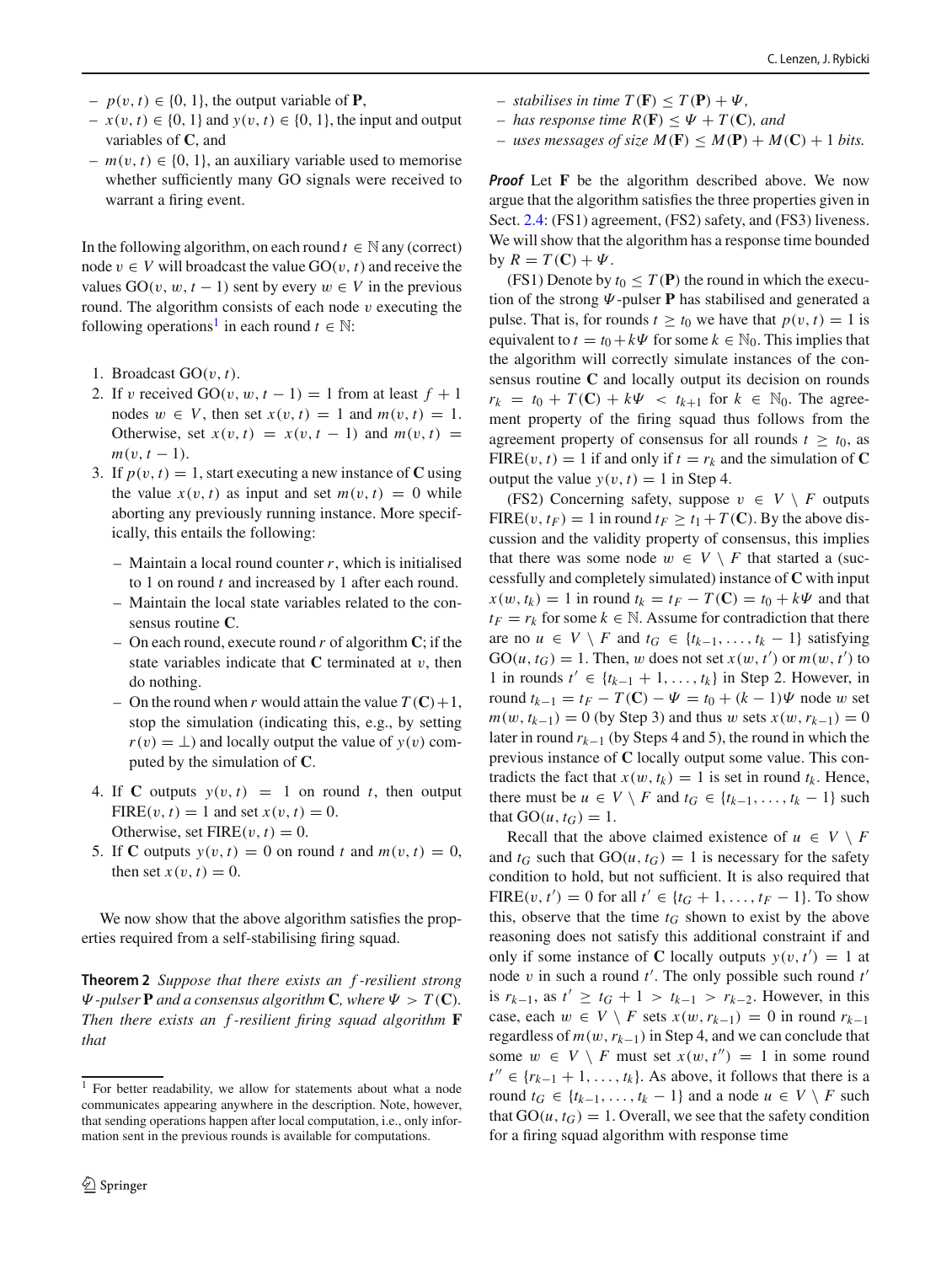- $p(v, t) \in \{0, 1\}$, the output variable of **P**,
- $x(v, t) \in \{0, 1\}$ and $y(v, t) \in \{0, 1\}$, the input and output variables of **C**, and
- $m(v, t) \in \{0, 1\}$, an auxiliary variable used to memorise whether sufficiently many GO signals were received to warrant a firing event.

In the following algorithm, on each round $t \in \mathbb{N}$ any (correct) node $v \in V$ will broadcast the value $\mathrm{GO}(v, t)$ and receive the values $\mathrm{GO}(v, w, t-1)$ sent by every $w \in V$ in the previous round. The algorithm consists of each node $v$ executing the following operations[1] in each round $t \in \mathbb{N}$:

1. Broadcast $\mathrm{GO}(v, t)$.
2. If $v$ received $\mathrm{GO}(v, w, t-1) = 1$ from at least $f+1$ nodes $w \in V$, then set $x(v, t) = 1$ and $m(v, t) = 1$. Otherwise, set $x(v, t) = x(v, t-1)$ and $m(v, t) = m(v, t-1)$.
3. If $p(v, t) = 1$, start executing a new instance of **C** using the value $x(v, t)$ as input and set $m(v, t) = 0$ while aborting any previously running instance. More specifically, this entails the following:
   - Maintain a local round counter $r$, which is initialised to 1 on round $t$ and increased by 1 after each round.
   - Maintain the local state variables related to the consensus routine **C**.
   - On each round, execute round $r$ of algorithm **C**; if the state variables indicate that **C** terminated at $v$, then do nothing.
   - On the round when $r$ would attain the value $T(\mathbf{C})+1$, stop the simulation (indicating this, e.g., by setting $r(v) = \perp$) and locally output the value of $y(v)$ computed by the simulation of **C**.
4. If **C** outputs $y(v, t) = 1$ on round $t$, then output $\mathrm{FIRE}(v, t) = 1$ and set $x(v, t) = 0$.
   Otherwise, set $\mathrm{FIRE}(v, t) = 0$.
5. If **C** outputs $y(v, t) = 0$ on round $t$ and $m(v, t) = 0$, then set $x(v, t) = 0$.

We now show that the above algorithm satisfies the properties required from a self-stabilising firing squad.

**Theorem 2** *Suppose that there exists an $f$-resilient strong $\Psi$-pulser* **P** *and a consensus algorithm* **C**, *where $\Psi > T(\mathbf{C})$. Then there exists an $f$-resilient firing squad algorithm* **F** *that*

- *stabilises in time $T(\mathbf{F}) \leq T(\mathbf{P}) + \Psi$,*
- *has response time $R(\mathbf{F}) \leq \Psi + T(\mathbf{C})$, and*
- *uses messages of size $M(\mathbf{F}) \leq M(\mathbf{P}) + M(\mathbf{C}) + 1$ bits.*

***Proof*** Let **F** be the algorithm described above. We now argue that the algorithm satisfies the three properties given in Sect. 2.4: (FS1) agreement, (FS2) safety, and (FS3) liveness. We will show that the algorithm has a response time bounded by $R = T(\mathbf{C}) + \Psi$.

(FS1) Denote by $t_0 \leq T(\mathbf{P})$ the round in which the execution of the strong $\Psi$-pulser **P** has stabilised and generated a pulse. That is, for rounds $t \geq t_0$ we have that $p(v, t) = 1$ is equivalent to $t = t_0 + k\Psi$ for some $k \in \mathbb{N}_0$. This implies that the algorithm will correctly simulate instances of the consensus routine **C** and locally output its decision on rounds $r_k = t_0 + T(\mathbf{C}) + k\Psi < t_{k+1}$ for $k \in \mathbb{N}_0$. The agreement property of the firing squad thus follows from the agreement property of consensus for all rounds $t \geq t_0$, as $\mathrm{FIRE}(v, t) = 1$ if and only if $t = r_k$ and the simulation of **C** output the value $y(v, t) = 1$ in Step 4.

(FS2) Concerning safety, suppose $v \in V \setminus F$ outputs $\mathrm{FIRE}(v, t_F) = 1$ in round $t_F \geq t_1 + T(\mathbf{C})$. By the above discussion and the validity property of consensus, this implies that there was some node $w \in V \setminus F$ that started a (successfully and completely simulated) instance of **C** with input $x(w, t_k) = 1$ in round $t_k = t_F - T(\mathbf{C}) = t_0 + k\Psi$ and that $t_F = r_k$ for some $k \in \mathbb{N}$. Assume for contradiction that there are no $u \in V \setminus F$ and $t_G \in \{t_{k-1}, \ldots, t_k - 1\}$ satisfying $\mathrm{GO}(u, t_G) = 1$. Then, $w$ does not set $x(w, t')$ or $m(w, t')$ to 1 in rounds $t' \in \{t_{k-1}+1, \ldots, t_k\}$ in Step 2. However, in round $t_{k-1} = t_F - T(\mathbf{C}) - \Psi = t_0 + (k-1)\Psi$ node $w$ set $m(w, t_{k-1}) = 0$ (by Step 3) and thus $w$ sets $x(w, r_{k-1}) = 0$ later in round $r_{k-1}$ (by Steps 4 and 5), the round in which the previous instance of **C** locally output some value. This contradicts the fact that $x(w, t_k) = 1$ is set in round $t_k$. Hence, there must be $u \in V \setminus F$ and $t_G \in \{t_{k-1}, \ldots, t_k - 1\}$ such that $\mathrm{GO}(u, t_G) = 1$.

Recall that the above claimed existence of $u \in V \setminus F$ and $t_G$ such that $\mathrm{GO}(u, t_G) = 1$ is necessary for the safety condition to hold, but not sufficient. It is also required that $\mathrm{FIRE}(v, t') = 0$ for all $t' \in \{t_G + 1, \ldots, t_F - 1\}$. To show this, observe that the time $t_G$ shown to exist by the above reasoning does not satisfy this additional constraint if and only if some instance of **C** locally outputs $y(v, t') = 1$ at node $v$ in such a round $t'$. The only possible such round $t'$ is $r_{k-1}$, as $t' \geq t_G + 1 > t_{k-1} > r_{k-2}$. However, in this case, each $w \in V \setminus F$ sets $x(w, r_{k-1}) = 0$ in round $r_{k-1}$ regardless of $m(w, r_{k-1})$ in Step 4, and we can conclude that some $w \in V \setminus F$ must set $x(w, t'') = 1$ in some round $t'' \in \{r_{k-1}+1, \ldots, t_k\}$. As above, it follows that there is a round $t_G \in \{t_{k-1}, \ldots, t_k - 1\}$ and a node $u \in V \setminus F$ such that $\mathrm{GO}(u, t_G) = 1$. Overall, we see that the safety condition for a firing squad algorithm with response time

[1] For better readability, we allow for statements about what a node communicates appearing anywhere in the description. Note, however, that sending operations happen after local computation, i.e., only information sent in the previous rounds is available for computations.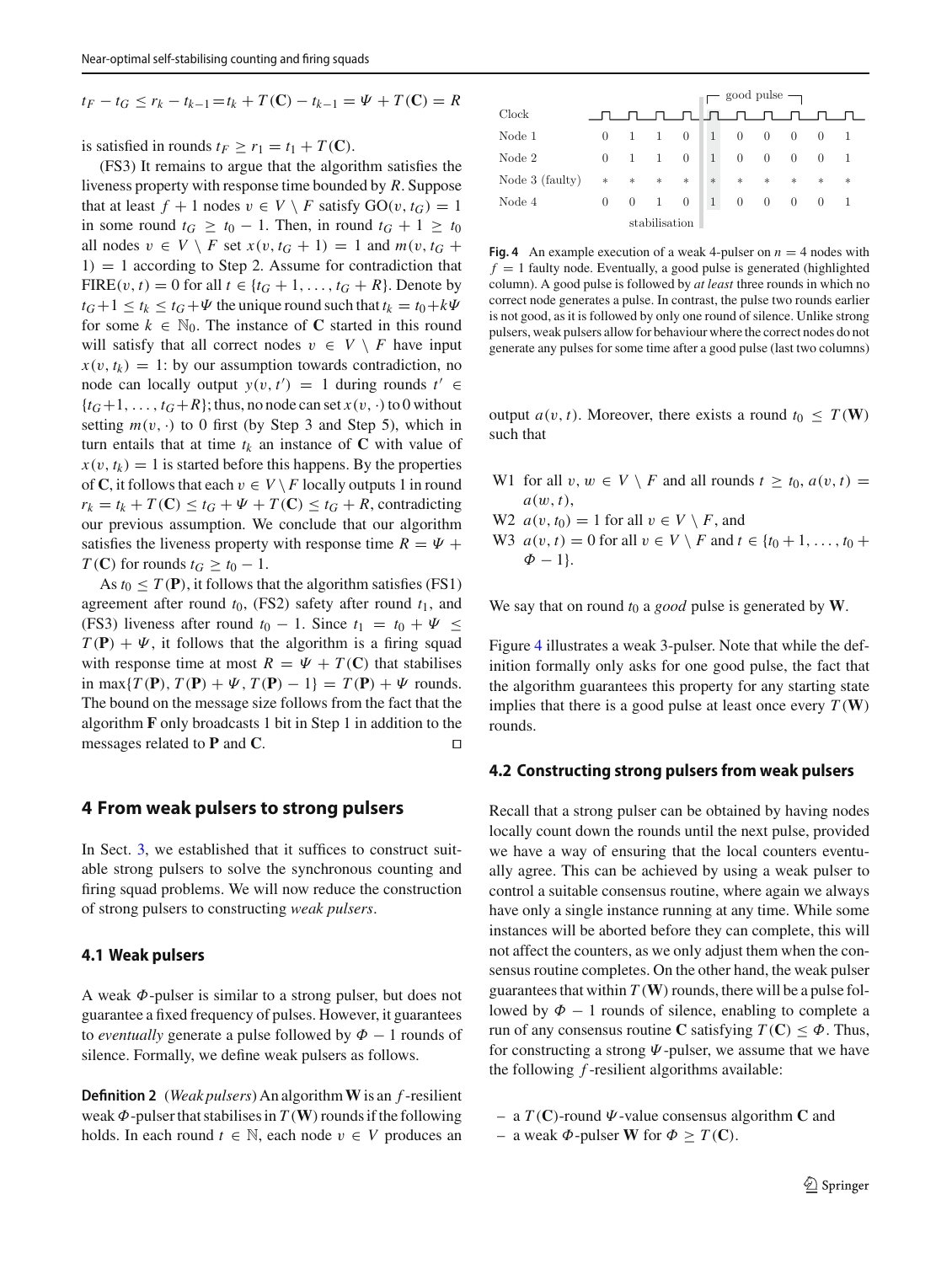$$t_F - t_G \leq r_k - t_{k-1} = t_k + T(\mathbf{C}) - t_{k-1} = \Psi + T(\mathbf{C}) = R$$

is satisfied in rounds $t_F \geq r_1 = t_1 + T(\mathbf{C})$.

(FS3) It remains to argue that the algorithm satisfies the liveness property with response time bounded by $R$. Suppose that at least $f+1$ nodes $v \in V \setminus F$ satisfy $\mathrm{GO}(v, t_G) = 1$ in some round $t_G \geq t_0 - 1$. Then, in round $t_G + 1 \geq t_0$ all nodes $v \in V \setminus F$ set $x(v, t_G + 1) = 1$ and $m(v, t_G + 1) = 1$ according to Step 2. Assume for contradiction that $\mathrm{FIRE}(v, t) = 0$ for all $t \in \{t_G + 1, \ldots, t_G + R\}$. Denote by $t_G + 1 \leq t_k \leq t_G + \Psi$ the unique round such that $t_k = t_0 + k\Psi$ for some $k \in \mathbb{N}_0$. The instance of $\mathbf{C}$ started in this round will satisfy that all correct nodes $v \in V \setminus F$ have input $x(v, t_k) = 1$: by our assumption towards contradiction, no node can locally output $y(v, t') = 1$ during rounds $t' \in \{t_G + 1, \ldots, t_G + R\}$; thus, no node can set $x(v, \cdot)$ to 0 without setting $m(v, \cdot)$ to 0 first (by Step 3 and Step 5), which in turn entails that at time $t_k$ an instance of $\mathbf{C}$ with value of $x(v, t_k) = 1$ is started before this happens. By the properties of $\mathbf{C}$, it follows that each $v \in V \setminus F$ locally outputs 1 in round $r_k = t_k + T(\mathbf{C}) \leq t_G + \Psi + T(\mathbf{C}) \leq t_G + R$, contradicting our previous assumption. We conclude that our algorithm satisfies the liveness property with response time $R = \Psi + T(\mathbf{C})$ for rounds $t_G \geq t_0 - 1$.

As $t_0 \leq T(\mathbf{P})$, it follows that the algorithm satisfies (FS1) agreement after round $t_0$, (FS2) safety after round $t_1$, and (FS3) liveness after round $t_0 - 1$. Since $t_1 = t_0 + \Psi \leq T(\mathbf{P}) + \Psi$, it follows that the algorithm is a firing squad with response time at most $R = \Psi + T(\mathbf{C})$ that stabilises in $\max\{T(\mathbf{P}), T(\mathbf{P}) + \Psi, T(\mathbf{P}) - 1\} = T(\mathbf{P}) + \Psi$ rounds. The bound on the message size follows from the fact that the algorithm $\mathbf{F}$ only broadcasts 1 bit in Step 1 in addition to the messages related to $\mathbf{P}$ and $\mathbf{C}$. □

## 4 From weak pulsers to strong pulsers

In Sect. 3, we established that it suffices to construct suitable strong pulsers to solve the synchronous counting and firing squad problems. We will now reduce the construction of strong pulsers to constructing *weak pulsers*.

### 4.1 Weak pulsers

A weak $\Phi$-pulser is similar to a strong pulser, but does not guarantee a fixed frequency of pulses. However, it guarantees to *eventually* generate a pulse followed by $\Phi - 1$ rounds of silence. Formally, we define weak pulsers as follows.

**Definition 2** (*Weak pulsers*) An algorithm $\mathbf{W}$ is an $f$-resilient weak $\Phi$-pulser that stabilises in $T(\mathbf{W})$ rounds if the following holds. In each round $t \in \mathbb{N}$, each node $v \in V$ produces an output $a(v, t)$. Moreover, there exists a round $t_0 \leq T(\mathbf{W})$ such that

- W1 for all $v, w \in V \setminus F$ and all rounds $t \geq t_0$, $a(v, t) = a(w, t)$,
- W2 $a(v, t_0) = 1$ for all $v \in V \setminus F$, and
- W3 $a(v, t) = 0$ for all $v \in V \setminus F$ and $t \in \{t_0 + 1, \ldots, t_0 + \Phi - 1\}$.

We say that on round $t_0$ a *good* pulse is generated by $\mathbf{W}$.

| Clock | | | | | good pulse | | | | | |
|---|---|---|---|---|---|---|---|---|---|---|
| Node 1 | 0 | 1 | 1 | 0 | 1 | 0 | 0 | 0 | 0 | 1 |
| Node 2 | 0 | 1 | 1 | 0 | 1 | 0 | 0 | 0 | 0 | 1 |
| Node 3 (faulty) | * | * | * | * | * | * | * | * | * | * |
| Node 4 | 0 | 0 | 1 | 0 | 1 | 0 | 0 | 0 | 0 | 1 |
| | stabilisation | | | | | | | | | |

**Fig. 4** An example execution of a weak 4-pulser on $n = 4$ nodes with $f = 1$ faulty node. Eventually, a good pulse is generated (highlighted column). A good pulse is followed by *at least* three rounds in which no correct node generates a pulse. In contrast, the pulse two rounds earlier is not good, as it is followed by only one round of silence. Unlike strong pulsers, weak pulsers allow for behaviour where the correct nodes do not generate any pulses for some time after a good pulse (last two columns)

Figure 4 illustrates a weak 3-pulser. Note that while the definition formally only asks for one good pulse, the fact that the algorithm guarantees this property for any starting state implies that there is a good pulse at least once every $T(\mathbf{W})$ rounds.

### 4.2 Constructing strong pulsers from weak pulsers

Recall that a strong pulser can be obtained by having nodes locally count down the rounds until the next pulse, provided we have a way of ensuring that the local counters eventually agree. This can be achieved by using a weak pulser to control a suitable consensus routine, where again we always have only a single instance running at any time. While some instances will be aborted before they can complete, this will not affect the counters, as we only adjust them when the consensus routine completes. On the other hand, the weak pulser guarantees that within $T(\mathbf{W})$ rounds, there will be a pulse followed by $\Phi - 1$ rounds of silence, enabling to complete a run of any consensus routine $\mathbf{C}$ satisfying $T(\mathbf{C}) \leq \Phi$. Thus, for constructing a strong $\Psi$-pulser, we assume that we have the following $f$-resilient algorithms available:

- a $T(\mathbf{C})$-round $\Psi$-value consensus algorithm $\mathbf{C}$ and
- a weak $\Phi$-pulser $\mathbf{W}$ for $\Phi \geq T(\mathbf{C})$.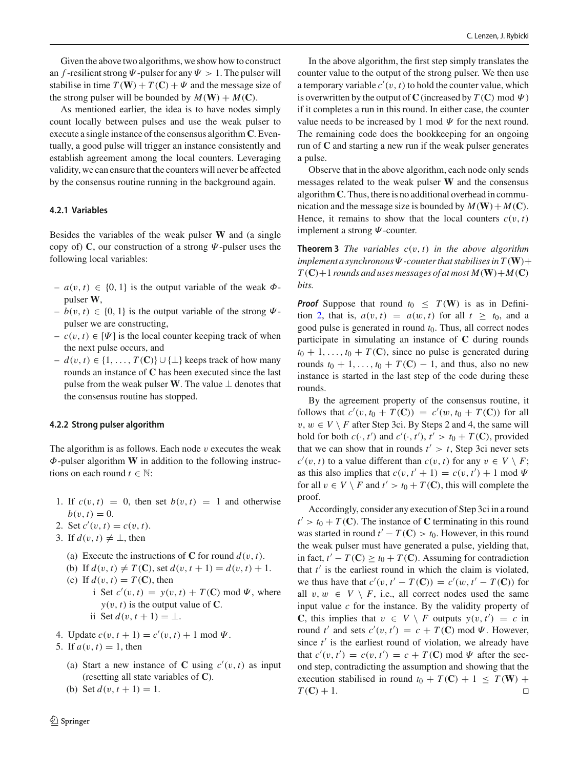Given the above two algorithms, we show how to construct an $f$-resilient strong $\Psi$-pulser for any $\Psi > 1$. The pulser will stabilise in time $T(\mathbf{W}) + T(\mathbf{C}) + \Psi$ and the message size of the strong pulser will be bounded by $M(\mathbf{W}) + M(\mathbf{C})$.

As mentioned earlier, the idea is to have nodes simply count locally between pulses and use the weak pulser to execute a single instance of the consensus algorithm $\mathbf{C}$. Eventually, a good pulse will trigger an instance consistently and establish agreement among the local counters. Leveraging validity, we can ensure that the counters will never be affected by the consensus routine running in the background again.

#### 4.2.1 Variables

Besides the variables of the weak pulser $\mathbf{W}$ and (a single copy of) $\mathbf{C}$, our construction of a strong $\Psi$-pulser uses the following local variables:

- $a(v, t) \in \{0, 1\}$ is the output variable of the weak $\Phi$-pulser $\mathbf{W}$,
- $b(v, t) \in \{0, 1\}$ is the output variable of the strong $\Psi$-pulser we are constructing,
- $c(v, t) \in [\Psi]$ is the local counter keeping track of when the next pulse occurs, and
- $d(v, t) \in \{1, \ldots, T(\mathbf{C})\} \cup \{\bot\}$ keeps track of how many rounds an instance of $\mathbf{C}$ has been executed since the last pulse from the weak pulser $\mathbf{W}$. The value $\bot$ denotes that the consensus routine has stopped.

#### 4.2.2 Strong pulser algorithm

The algorithm is as follows. Each node $v$ executes the weak $\Phi$-pulser algorithm $\mathbf{W}$ in addition to the following instructions on each round $t \in \mathbb{N}$:

1. If $c(v, t) = 0$, then set $b(v, t) = 1$ and otherwise $b(v, t) = 0$.
2. Set $c'(v, t) = c(v, t)$.
3. If $d(v, t) \neq \bot$, then
   (a) Execute the instructions of $\mathbf{C}$ for round $d(v, t)$.
   (b) If $d(v, t) \neq T(\mathbf{C})$, set $d(v, t + 1) = d(v, t) + 1$.
   (c) If $d(v, t) = T(\mathbf{C})$, then
      i Set $c'(v, t) = y(v, t) + T(\mathbf{C}) \bmod \Psi$, where $y(v, t)$ is the output value of $\mathbf{C}$.
      ii Set $d(v, t + 1) = \bot$.
4. Update $c(v, t + 1) = c'(v, t) + 1 \bmod \Psi$.
5. If $a(v, t) = 1$, then
   (a) Start a new instance of $\mathbf{C}$ using $c'(v, t)$ as input (resetting all state variables of $\mathbf{C}$).
   (b) Set $d(v, t + 1) = 1$.

In the above algorithm, the first step simply translates the counter value to the output of the strong pulser. We then use a temporary variable $c'(v, t)$ to hold the counter value, which is overwritten by the output of $\mathbf{C}$ (increased by $T(\mathbf{C}) \bmod \Psi$) if it completes a run in this round. In either case, the counter value needs to be increased by 1 mod $\Psi$ for the next round. The remaining code does the bookkeeping for an ongoing run of $\mathbf{C}$ and starting a new run if the weak pulser generates a pulse.

Observe that in the above algorithm, each node only sends messages related to the weak pulser $\mathbf{W}$ and the consensus algorithm $\mathbf{C}$. Thus, there is no additional overhead in communication and the message size is bounded by $M(\mathbf{W}) + M(\mathbf{C})$. Hence, it remains to show that the local counters $c(v, t)$ implement a strong $\Psi$-counter.

**Theorem 3** *The variables $c(v, t)$ in the above algorithm implement a synchronous $\Psi$-counter that stabilises in $T(\mathbf{W}) + T(\mathbf{C}) + 1$ rounds and uses messages of at most $M(\mathbf{W}) + M(\mathbf{C})$ bits.*

***Proof*** Suppose that round $t_0 \leq T(\mathbf{W})$ is as in Definition 2, that is, $a(v, t) = a(w, t)$ for all $t \geq t_0$, and a good pulse is generated in round $t_0$. Thus, all correct nodes participate in simulating an instance of $\mathbf{C}$ during rounds $t_0 + 1, \ldots, t_0 + T(\mathbf{C})$, since no pulse is generated during rounds $t_0 + 1, \ldots, t_0 + T(\mathbf{C}) - 1$, and thus, also no new instance is started in the last step of the code during these rounds.

By the agreement property of the consensus routine, it follows that $c'(v, t_0 + T(\mathbf{C})) = c'(w, t_0 + T(\mathbf{C}))$ for all $v, w \in V \setminus F$ after Step 3ci. By Steps 2 and 4, the same will hold for both $c(\cdot, t')$ and $c'(\cdot, t')$, $t' > t_0 + T(\mathbf{C})$, provided that we can show that in rounds $t' > t$, Step 3ci never sets $c'(v, t)$ to a value different than $c(v, t)$ for any $v \in V \setminus F$; as this also implies that $c(v, t' + 1) = c(v, t') + 1 \bmod \Psi$ for all $v \in V \setminus F$ and $t' > t_0 + T(\mathbf{C})$, this will complete the proof.

Accordingly, consider any execution of Step 3ci in a round $t' > t_0 + T(\mathbf{C})$. The instance of $\mathbf{C}$ terminating in this round was started in round $t' - T(\mathbf{C}) > t_0$. However, in this round the weak pulser must have generated a pulse, yielding that, in fact, $t' - T(\mathbf{C}) \geq t_0 + T(\mathbf{C})$. Assuming for contradiction that $t'$ is the earliest round in which the claim is violated, we thus have that $c'(v, t' - T(\mathbf{C})) = c'(w, t' - T(\mathbf{C}))$ for all $v, w \in V \setminus F$, i.e., all correct nodes used the same input value $c$ for the instance. By the validity property of $\mathbf{C}$, this implies that $v \in V \setminus F$ outputs $y(v, t') = c$ in round $t'$ and sets $c'(v, t') = c + T(\mathbf{C}) \bmod \Psi$. However, since $t'$ is the earliest round of violation, we already have that $c'(v, t') = c(v, t') = c + T(\mathbf{C}) \bmod \Psi$ after the second step, contradicting the assumption and showing that the execution stabilised in round $t_0 + T(\mathbf{C}) + 1 \leq T(\mathbf{W}) + T(\mathbf{C}) + 1$. □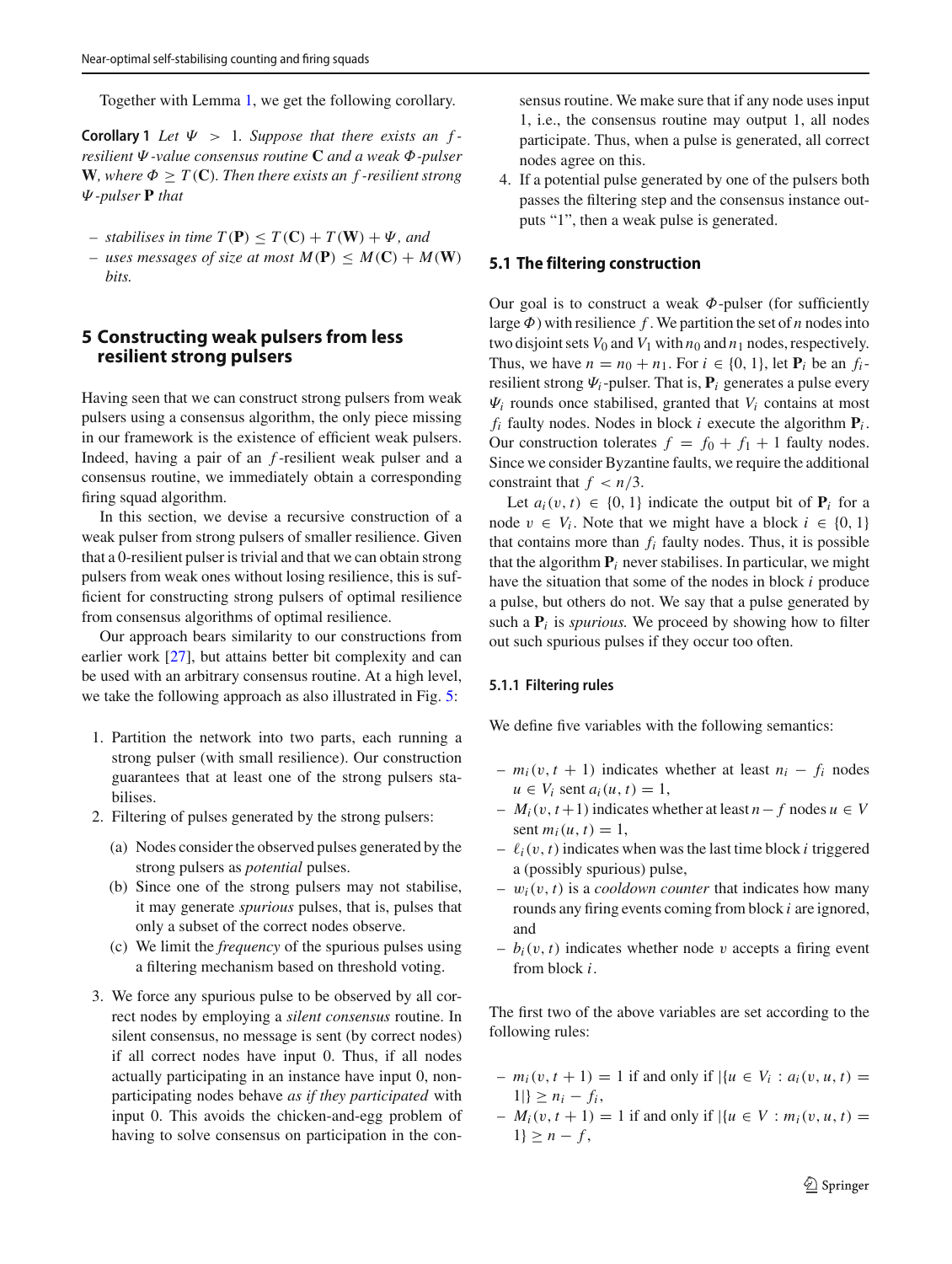Together with Lemma 1, we get the following corollary.

**Corollary 1** *Let $\Psi > 1$. Suppose that there exists an $f$-resilient $\Psi$-value consensus routine* $\mathbf{C}$ *and a weak $\Phi$-pulser* $\mathbf{W}$*, where $\Phi \geq T(\mathbf{C})$. Then there exists an $f$-resilient strong $\Psi$-pulser* $\mathbf{P}$ *that*

- *stabilises in time $T(\mathbf{P}) \leq T(\mathbf{C}) + T(\mathbf{W}) + \Psi$, and*
- *uses messages of size at most $M(\mathbf{P}) \leq M(\mathbf{C}) + M(\mathbf{W})$ bits.*

## 5 Constructing weak pulsers from less resilient strong pulsers

Having seen that we can construct strong pulsers from weak pulsers using a consensus algorithm, the only piece missing in our framework is the existence of efficient weak pulsers. Indeed, having a pair of an $f$-resilient weak pulser and a consensus routine, we immediately obtain a corresponding firing squad algorithm.

In this section, we devise a recursive construction of a weak pulser from strong pulsers of smaller resilience. Given that a 0-resilient pulser is trivial and that we can obtain strong pulsers from weak ones without losing resilience, this is sufficient for constructing strong pulsers of optimal resilience from consensus algorithms of optimal resilience.

Our approach bears similarity to our constructions from earlier work [27], but attains better bit complexity and can be used with an arbitrary consensus routine. At a high level, we take the following approach as also illustrated in Fig. 5:

1. Partition the network into two parts, each running a strong pulser (with small resilience). Our construction guarantees that at least one of the strong pulsers stabilises.
2. Filtering of pulses generated by the strong pulsers:
   (a) Nodes consider the observed pulses generated by the strong pulsers as *potential* pulses.
   (b) Since one of the strong pulsers may not stabilise, it may generate *spurious* pulses, that is, pulses that only a subset of the correct nodes observe.
   (c) We limit the *frequency* of the spurious pulses using a filtering mechanism based on threshold voting.
3. We force any spurious pulse to be observed by all correct nodes by employing a *silent consensus* routine. In silent consensus, no message is sent (by correct nodes) if all correct nodes have input 0. Thus, if all nodes actually participating in an instance have input 0, non-participating nodes behave *as if they participated* with input 0. This avoids the chicken-and-egg problem of having to solve consensus on participation in the consensus routine. We make sure that if any node uses input 1, i.e., the consensus routine may output 1, all nodes participate. Thus, when a pulse is generated, all correct nodes agree on this.
4. If a potential pulse generated by one of the pulsers both passes the filtering step and the consensus instance outputs "1", then a weak pulse is generated.

### 5.1 The filtering construction

Our goal is to construct a weak $\Phi$-pulser (for sufficiently large $\Phi$) with resilience $f$. We partition the set of $n$ nodes into two disjoint sets $V_0$ and $V_1$ with $n_0$ and $n_1$ nodes, respectively. Thus, we have $n = n_0 + n_1$. For $i \in \{0, 1\}$, let $\mathbf{P}_i$ be an $f_i$-resilient strong $\Psi_i$-pulser. That is, $\mathbf{P}_i$ generates a pulse every $\Psi_i$ rounds once stabilised, granted that $V_i$ contains at most $f_i$ faulty nodes. Nodes in block $i$ execute the algorithm $\mathbf{P}_i$. Our construction tolerates $f = f_0 + f_1 + 1$ faulty nodes. Since we consider Byzantine faults, we require the additional constraint that $f < n/3$.

Let $a_i(v, t) \in \{0, 1\}$ indicate the output bit of $\mathbf{P}_i$ for a node $v \in V_i$. Note that we might have a block $i \in \{0, 1\}$ that contains more than $f_i$ faulty nodes. Thus, it is possible that the algorithm $\mathbf{P}_i$ never stabilises. In particular, we might have the situation that some of the nodes in block $i$ produce a pulse, but others do not. We say that a pulse generated by such a $\mathbf{P}_i$ is *spurious.* We proceed by showing how to filter out such spurious pulses if they occur too often.

#### 5.1.1 Filtering rules

We define five variables with the following semantics:

- $m_i(v, t + 1)$ indicates whether at least $n_i - f_i$ nodes $u \in V_i$ sent $a_i(u, t) = 1$,
- $M_i(v, t+1)$ indicates whether at least $n - f$ nodes $u \in V$ sent $m_i(u, t) = 1$,
- $\ell_i(v, t)$ indicates when was the last time block $i$ triggered a (possibly spurious) pulse,
- $w_i(v, t)$ is a *cooldown counter* that indicates how many rounds any firing events coming from block $i$ are ignored, and
- $b_i(v, t)$ indicates whether node $v$ accepts a firing event from block $i$.

The first two of the above variables are set according to the following rules:

- $m_i(v, t + 1) = 1$ if and only if $|\{u \in V_i : a_i(v, u, t) = 1|\} \geq n_i - f_i$,
- $M_i(v, t + 1) = 1$ if and only if $|\{u \in V : m_i(v, u, t) = 1\} \geq n - f$,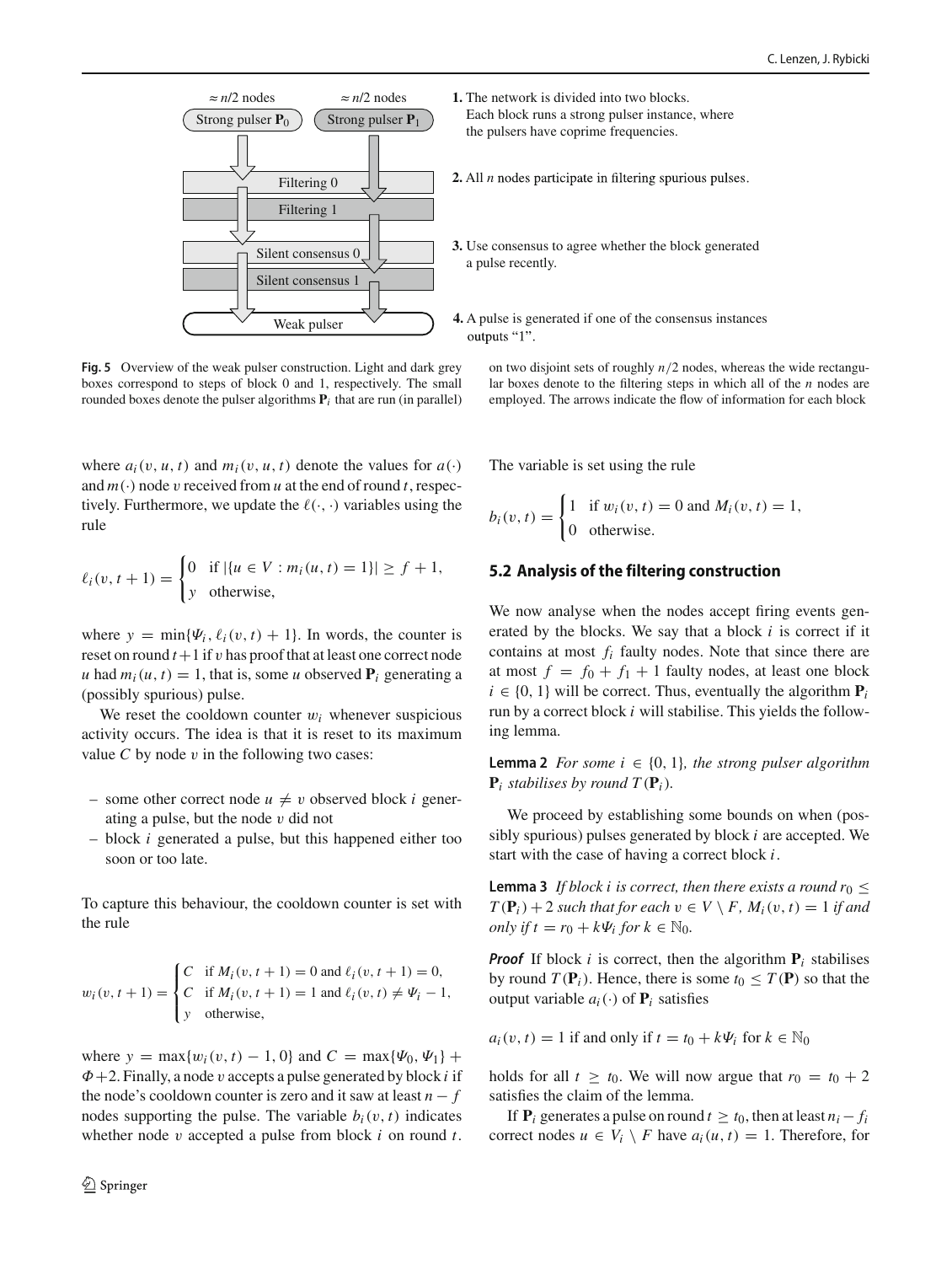≈ $n/2$ nodes ≈ $n/2$ nodes

Strong pulser $\mathbf{P}_0$ Strong pulser $\mathbf{P}_1$

Filtering 0

Filtering 1

Silent consensus 0

Silent consensus 1

Weak pulser

**1.** The network is divided into two blocks. Each block runs a strong pulser instance, where the pulsers have coprime frequencies.

**2.** All $n$ nodes participate in filtering spurious pulses.

**3.** Use consensus to agree whether the block generated a pulse recently.

**4.** A pulse is generated if one of the consensus instances outputs "1".

**Fig. 5** Overview of the weak pulser construction. Light and dark grey boxes correspond to steps of block 0 and 1, respectively. The small rounded boxes denote the pulser algorithms $\mathbf{P}_i$ that are run (in parallel) on two disjoint sets of roughly $n/2$ nodes, whereas the wide rectangular boxes denote to the filtering steps in which all of the $n$ nodes are employed. The arrows indicate the flow of information for each block

where $a_i(v, u, t)$ and $m_i(v, u, t)$ denote the values for $a(\cdot)$ and $m(\cdot)$ node $v$ received from $u$ at the end of round $t$, respectively. Furthermore, we update the $\ell(\cdot, \cdot)$ variables using the rule

$$\ell_i(v, t+1) = \begin{cases} 0 & \text{if } |\{u \in V : m_i(u, t) = 1\}| \geq f + 1, \\ y & \text{otherwise,} \end{cases}$$

where $y = \min\{\Psi_i, \ell_i(v, t) + 1\}$. In words, the counter is reset on round $t+1$ if $v$ has proof that at least one correct node $u$ had $m_i(u, t) = 1$, that is, some $u$ observed $\mathbf{P}_i$ generating a (possibly spurious) pulse.

We reset the cooldown counter $w_i$ whenever suspicious activity occurs. The idea is that it is reset to its maximum value $C$ by node $v$ in the following two cases:

- some other correct node $u \neq v$ observed block $i$ generating a pulse, but the node $v$ did not
- block $i$ generated a pulse, but this happened either too soon or too late.

To capture this behaviour, the cooldown counter is set with the rule

$$w_i(v, t+1) = \begin{cases} C & \text{if } M_i(v, t+1) = 0 \text{ and } \ell_i(v, t+1) = 0, \\ C & \text{if } M_i(v, t+1) = 1 \text{ and } \ell_i(v, t) \neq \Psi_i - 1, \\ y & \text{otherwise,} \end{cases}$$

where $y = \max\{w_i(v, t) - 1, 0\}$ and $C = \max\{\Psi_0, \Psi_1\} + \Phi + 2$. Finally, a node $v$ accepts a pulse generated by block $i$ if the node's cooldown counter is zero and it saw at least $n - f$ nodes supporting the pulse. The variable $b_i(v, t)$ indicates whether node $v$ accepted a pulse from block $i$ on round $t$. The variable is set using the rule

$$b_i(v, t) = \begin{cases} 1 & \text{if } w_i(v, t) = 0 \text{ and } M_i(v, t) = 1, \\ 0 & \text{otherwise.} \end{cases}$$

## 5.2 Analysis of the filtering construction

We now analyse when the nodes accept firing events generated by the blocks. We say that a block $i$ is correct if it contains at most $f_i$ faulty nodes. Note that since there are at most $f = f_0 + f_1 + 1$ faulty nodes, at least one block $i \in \{0, 1\}$ will be correct. Thus, eventually the algorithm $\mathbf{P}_i$ run by a correct block $i$ will stabilise. This yields the following lemma.

**Lemma 2** *For some $i \in \{0, 1\}$, the strong pulser algorithm $\mathbf{P}_i$ stabilises by round $T(\mathbf{P}_i)$.*

We proceed by establishing some bounds on when (possibly spurious) pulses generated by block $i$ are accepted. We start with the case of having a correct block $i$.

**Lemma 3** *If block $i$ is correct, then there exists a round $r_0 \leq T(\mathbf{P}_i) + 2$ such that for each $v \in V \setminus F$, $M_i(v, t) = 1$ if and only if $t = r_0 + k\Psi_i$ for $k \in \mathbb{N}_0$.*

***Proof*** If block $i$ is correct, then the algorithm $\mathbf{P}_i$ stabilises by round $T(\mathbf{P}_i)$. Hence, there is some $t_0 \leq T(\mathbf{P})$ so that the output variable $a_i(\cdot)$ of $\mathbf{P}_i$ satisfies

$a_i(v, t) = 1$ if and only if $t = t_0 + k\Psi_i$ for $k \in \mathbb{N}_0$

holds for all $t \geq t_0$. We will now argue that $r_0 = t_0 + 2$ satisfies the claim of the lemma.

If $\mathbf{P}_i$ generates a pulse on round $t \geq t_0$, then at least $n_i - f_i$ correct nodes $u \in V_i \setminus F$ have $a_i(u, t) = 1$. Therefore, for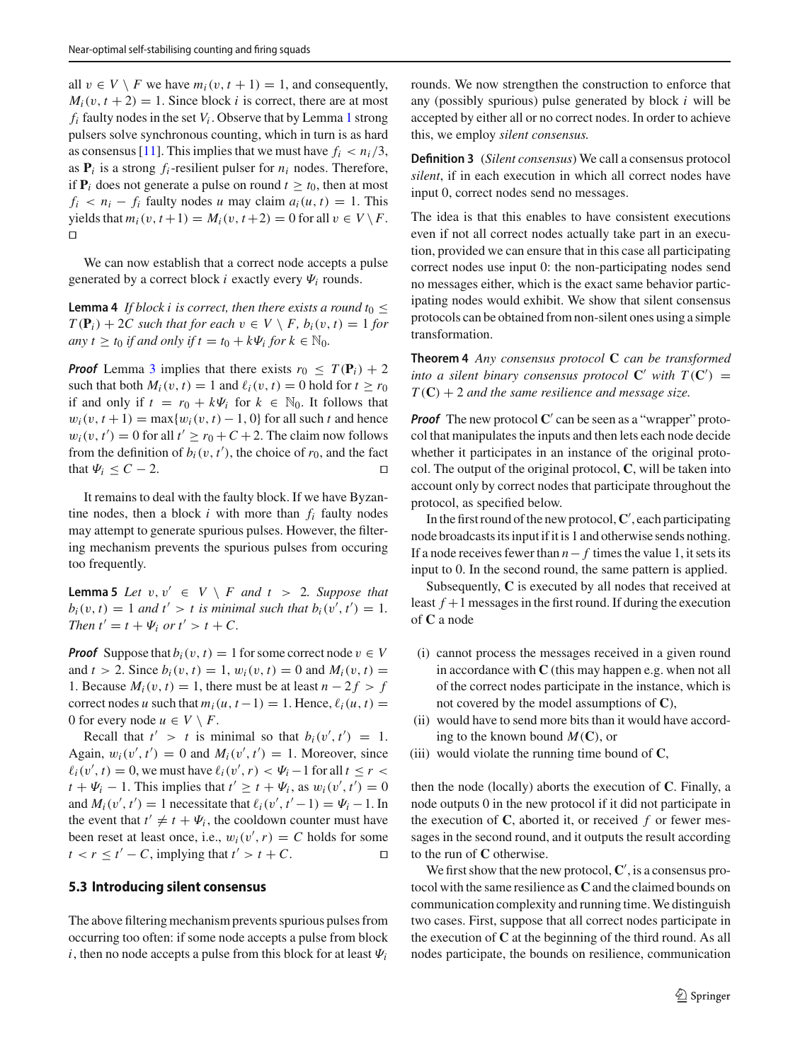all $v \in V \setminus F$ we have $m_i(v, t+1) = 1$, and consequently, $M_i(v, t+2) = 1$. Since block $i$ is correct, there are at most $f_i$ faulty nodes in the set $V_i$. Observe that by Lemma 1 strong pulsers solve synchronous counting, which in turn is as hard as consensus [11]. This implies that we must have $f_i < n_i/3$, as $\mathbf{P}_i$ is a strong $f_i$-resilient pulser for $n_i$ nodes. Therefore, if $\mathbf{P}_i$ does not generate a pulse on round $t \geq t_0$, then at most $f_i < n_i - f_i$ faulty nodes $u$ may claim $a_i(u, t) = 1$. This yields that $m_i(v, t+1) = M_i(v, t+2) = 0$ for all $v \in V \setminus F$. □

We can now establish that a correct node accepts a pulse generated by a correct block $i$ exactly every $\Psi_i$ rounds.

**Lemma 4** *If block $i$ is correct, then there exists a round $t_0 \leq T(\mathbf{P}_i) + 2C$ such that for each $v \in V \setminus F$, $b_i(v, t) = 1$ for any $t \geq t_0$ if and only if $t = t_0 + k\Psi_i$ for $k \in \mathbb{N}_0$.*

***Proof*** Lemma 3 implies that there exists $r_0 \leq T(\mathbf{P}_i) + 2$ such that both $M_i(v, t) = 1$ and $\ell_i(v, t) = 0$ hold for $t \geq r_0$ if and only if $t = r_0 + k\Psi_i$ for $k \in \mathbb{N}_0$. It follows that $w_i(v, t+1) = \max\{w_i(v, t) - 1, 0\}$ for all such $t$ and hence $w_i(v, t') = 0$ for all $t' \geq r_0 + C + 2$. The claim now follows from the definition of $b_i(v, t')$, the choice of $r_0$, and the fact that $\Psi_i \leq C - 2$. □

It remains to deal with the faulty block. If we have Byzantine nodes, then a block $i$ with more than $f_i$ faulty nodes may attempt to generate spurious pulses. However, the filtering mechanism prevents the spurious pulses from occuring too frequently.

**Lemma 5** *Let $v, v' \in V \setminus F$ and $t > 2$. Suppose that $b_i(v, t) = 1$ and $t' > t$ is minimal such that $b_i(v', t') = 1$. Then $t' = t + \Psi_i$ or $t' > t + C$.*

***Proof*** Suppose that $b_i(v, t) = 1$ for some correct node $v \in V$ and $t > 2$. Since $b_i(v, t) = 1$, $w_i(v, t) = 0$ and $M_i(v, t) = 1$. Because $M_i(v, t) = 1$, there must be at least $n - 2f > f$ correct nodes $u$ such that $m_i(u, t-1) = 1$. Hence, $\ell_i(u, t) = 0$ for every node $u \in V \setminus F$.

Recall that $t' > t$ is minimal so that $b_i(v', t') = 1$. Again, $w_i(v', t') = 0$ and $M_i(v', t') = 1$. Moreover, since $\ell_i(v', t) = 0$, we must have $\ell_i(v', r) < \Psi_i - 1$ for all $t \leq r < t + \Psi_i - 1$. This implies that $t' \geq t + \Psi_i$, as $w_i(v', t') = 0$ and $M_i(v', t') = 1$ necessitate that $\ell_i(v', t'-1) = \Psi_i - 1$. In the event that $t' \neq t + \Psi_i$, the cooldown counter must have been reset at least once, i.e., $w_i(v', r) = C$ holds for some $t < r \leq t' - C$, implying that $t' > t + C$. □

### 5.3 Introducing silent consensus

The above filtering mechanism prevents spurious pulses from occurring too often: if some node accepts a pulse from block $i$, then no node accepts a pulse from this block for at least $\Psi_i$ rounds. We now strengthen the construction to enforce that any (possibly spurious) pulse generated by block $i$ will be accepted by either all or no correct nodes. In order to achieve this, we employ *silent consensus.*

**Definition 3** (*Silent consensus*) We call a consensus protocol *silent*, if in each execution in which all correct nodes have input 0, correct nodes send no messages.

The idea is that this enables to have consistent executions even if not all correct nodes actually take part in an execution, provided we can ensure that in this case all participating correct nodes use input 0: the non-participating nodes send no messages either, which is the exact same behavior participating nodes would exhibit. We show that silent consensus protocols can be obtained from non-silent ones using a simple transformation.

**Theorem 4** *Any consensus protocol $\mathbf{C}$ can be transformed into a silent binary consensus protocol $\mathbf{C}'$ with $T(\mathbf{C}') = T(\mathbf{C}) + 2$ and the same resilience and message size.*

***Proof*** The new protocol $\mathbf{C}'$ can be seen as a "wrapper" protocol that manipulates the inputs and then lets each node decide whether it participates in an instance of the original protocol. The output of the original protocol, $\mathbf{C}$, will be taken into account only by correct nodes that participate throughout the protocol, as specified below.

In the first round of the new protocol, $\mathbf{C}'$, each participating node broadcasts its input if it is 1 and otherwise sends nothing. If a node receives fewer than $n - f$ times the value 1, it sets its input to 0. In the second round, the same pattern is applied.

Subsequently, $\mathbf{C}$ is executed by all nodes that received at least $f + 1$ messages in the first round. If during the execution of $\mathbf{C}$ a node

(i) cannot process the messages received in a given round in accordance with $\mathbf{C}$ (this may happen e.g. when not all of the correct nodes participate in the instance, which is not covered by the model assumptions of $\mathbf{C}$),
(ii) would have to send more bits than it would have according to the known bound $M(\mathbf{C})$, or
(iii) would violate the running time bound of $\mathbf{C}$,

then the node (locally) aborts the execution of $\mathbf{C}$. Finally, a node outputs 0 in the new protocol if it did not participate in the execution of $\mathbf{C}$, aborted it, or received $f$ or fewer messages in the second round, and it outputs the result according to the run of $\mathbf{C}$ otherwise.

We first show that the new protocol, $\mathbf{C}'$, is a consensus protocol with the same resilience as $\mathbf{C}$ and the claimed bounds on communication complexity and running time. We distinguish two cases. First, suppose that all correct nodes participate in the execution of $\mathbf{C}$ at the beginning of the third round. As all nodes participate, the bounds on resilience, communication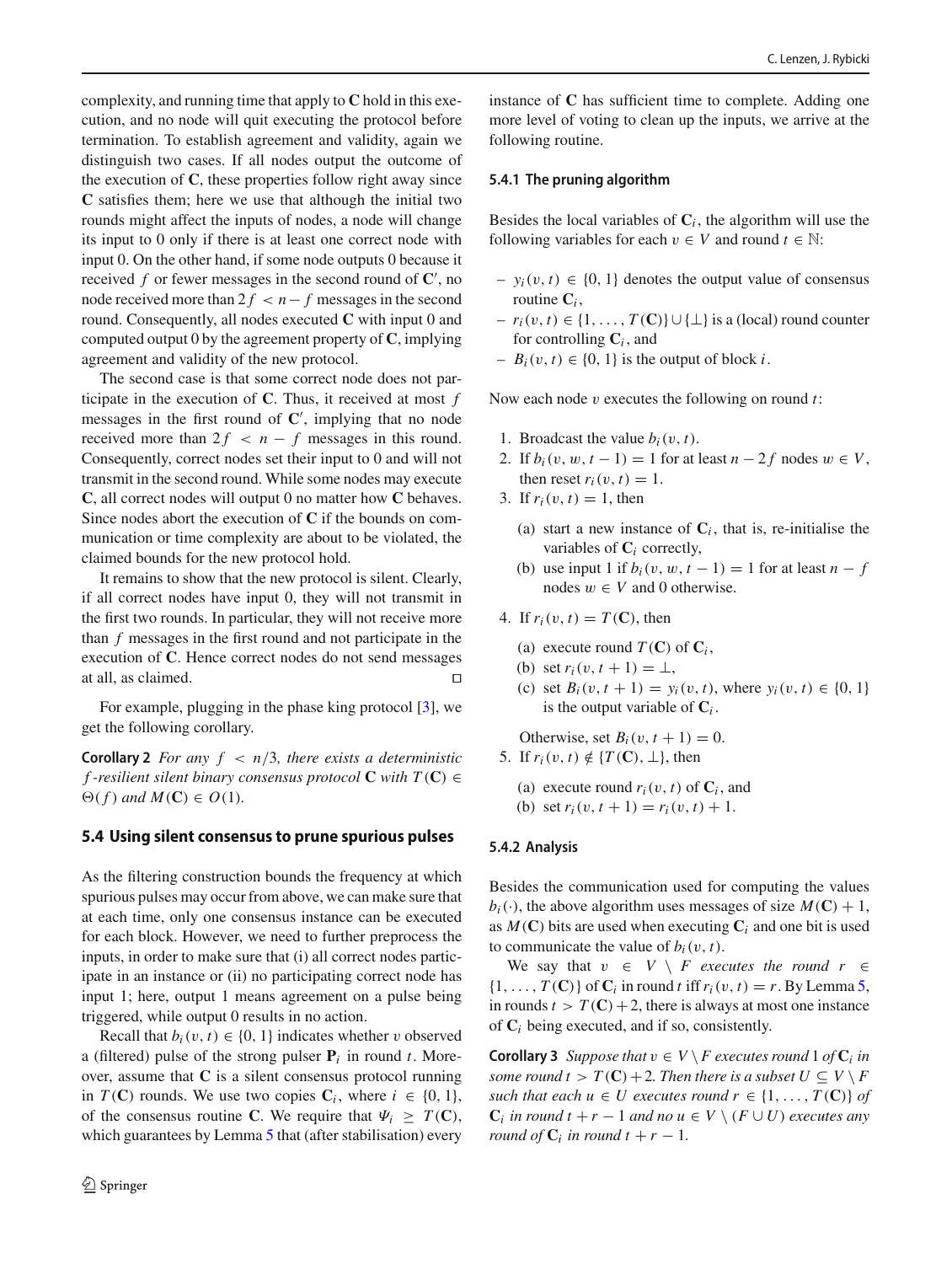complexity, and running time that apply to **C** hold in this execution, and no node will quit executing the protocol before termination. To establish agreement and validity, again we distinguish two cases. If all nodes output the outcome of the execution of **C**, these properties follow right away since **C** satisfies them; here we use that although the initial two rounds might affect the inputs of nodes, a node will change its input to 0 only if there is at least one correct node with input 0. On the other hand, if some node outputs 0 because it received $f$ or fewer messages in the second round of $\mathbf{C}'$, no node received more than $2f < n - f$ messages in the second round. Consequently, all nodes executed **C** with input 0 and computed output 0 by the agreement property of **C**, implying agreement and validity of the new protocol.

The second case is that some correct node does not participate in the execution of **C**. Thus, it received at most $f$ messages in the first round of $\mathbf{C}'$, implying that no node received more than $2f < n - f$ messages in this round. Consequently, correct nodes set their input to 0 and will not transmit in the second round. While some nodes may execute **C**, all correct nodes will output 0 no matter how **C** behaves. Since nodes abort the execution of **C** if the bounds on communication or time complexity are about to be violated, the claimed bounds for the new protocol hold.

It remains to show that the new protocol is silent. Clearly, if all correct nodes have input 0, they will not transmit in the first two rounds. In particular, they will not receive more than $f$ messages in the first round and not participate in the execution of **C**. Hence correct nodes do not send messages at all, as claimed. □

For example, plugging in the phase king protocol [3], we get the following corollary.

**Corollary 2** *For any $f < n/3$, there exists a deterministic $f$-resilient silent binary consensus protocol* **C** *with $T(\mathbf{C}) \in \Theta(f)$ and $M(\mathbf{C}) \in O(1)$.*

## 5.4 Using silent consensus to prune spurious pulses

As the filtering construction bounds the frequency at which spurious pulses may occur from above, we can make sure that at each time, only one consensus instance can be executed for each block. However, we need to further preprocess the inputs, in order to make sure that (i) all correct nodes participate in an instance or (ii) no participating correct node has input 1; here, output 1 means agreement on a pulse being triggered, while output 0 results in no action.

Recall that $b_i(v, t) \in \{0, 1\}$ indicates whether $v$ observed a (filtered) pulse of the strong pulser $\mathbf{P}_i$ in round $t$. Moreover, assume that **C** is a silent consensus protocol running in $T(\mathbf{C})$ rounds. We use two copies $\mathbf{C}_i$, where $i \in \{0, 1\}$, of the consensus routine **C**. We require that $\Psi_i \geq T(\mathbf{C})$, which guarantees by Lemma 5 that (after stabilisation) every instance of **C** has sufficient time to complete. Adding one more level of voting to clean up the inputs, we arrive at the following routine.

### 5.4.1 The pruning algorithm

Besides the local variables of $\mathbf{C}_i$, the algorithm will use the following variables for each $v \in V$ and round $t \in \mathbb{N}$:

- $y_i(v, t) \in \{0, 1\}$ denotes the output value of consensus routine $\mathbf{C}_i$,
- $r_i(v, t) \in \{1, \ldots, T(\mathbf{C})\} \cup \{\perp\}$ is a (local) round counter for controlling $\mathbf{C}_i$, and
- $B_i(v, t) \in \{0, 1\}$ is the output of block $i$.

Now each node $v$ executes the following on round $t$:

1. Broadcast the value $b_i(v, t)$.
2. If $b_i(v, w, t - 1) = 1$ for at least $n - 2f$ nodes $w \in V$, then reset $r_i(v, t) = 1$.
3. If $r_i(v, t) = 1$, then
   (a) start a new instance of $\mathbf{C}_i$, that is, re-initialise the variables of $\mathbf{C}_i$ correctly,
   (b) use input 1 if $b_i(v, w, t - 1) = 1$ for at least $n - f$ nodes $w \in V$ and 0 otherwise.
4. If $r_i(v, t) = T(\mathbf{C})$, then
   (a) execute round $T(\mathbf{C})$ of $\mathbf{C}_i$,
   (b) set $r_i(v, t + 1) = \perp$,
   (c) set $B_i(v, t + 1) = y_i(v, t)$, where $y_i(v, t) \in \{0, 1\}$ is the output variable of $\mathbf{C}_i$.

   Otherwise, set $B_i(v, t + 1) = 0$.
5. If $r_i(v, t) \notin \{T(\mathbf{C}), \perp\}$, then
   (a) execute round $r_i(v, t)$ of $\mathbf{C}_i$, and
   (b) set $r_i(v, t + 1) = r_i(v, t) + 1$.

### 5.4.2 Analysis

Besides the communication used for computing the values $b_i(\cdot)$, the above algorithm uses messages of size $M(\mathbf{C}) + 1$, as $M(\mathbf{C})$ bits are used when executing $\mathbf{C}_i$ and one bit is used to communicate the value of $b_i(v, t)$.

We say that $v \in V \setminus F$ *executes the round* $r \in \{1, \ldots, T(\mathbf{C})\}$ of $\mathbf{C}_i$ in round $t$ iff $r_i(v, t) = r$. By Lemma 5, in rounds $t > T(\mathbf{C}) + 2$, there is always at most one instance of $\mathbf{C}_i$ being executed, and if so, consistently.

**Corollary 3** *Suppose that $v \in V \setminus F$ executes round 1 of $\mathbf{C}_i$ in some round $t > T(\mathbf{C}) + 2$. Then there is a subset $U \subseteq V \setminus F$ such that each $u \in U$ executes round $r \in \{1, \ldots, T(\mathbf{C})\}$ of $\mathbf{C}_i$ in round $t + r - 1$ and no $u \in V \setminus (F \cup U)$ executes any round of $\mathbf{C}_i$ in round $t + r - 1$.*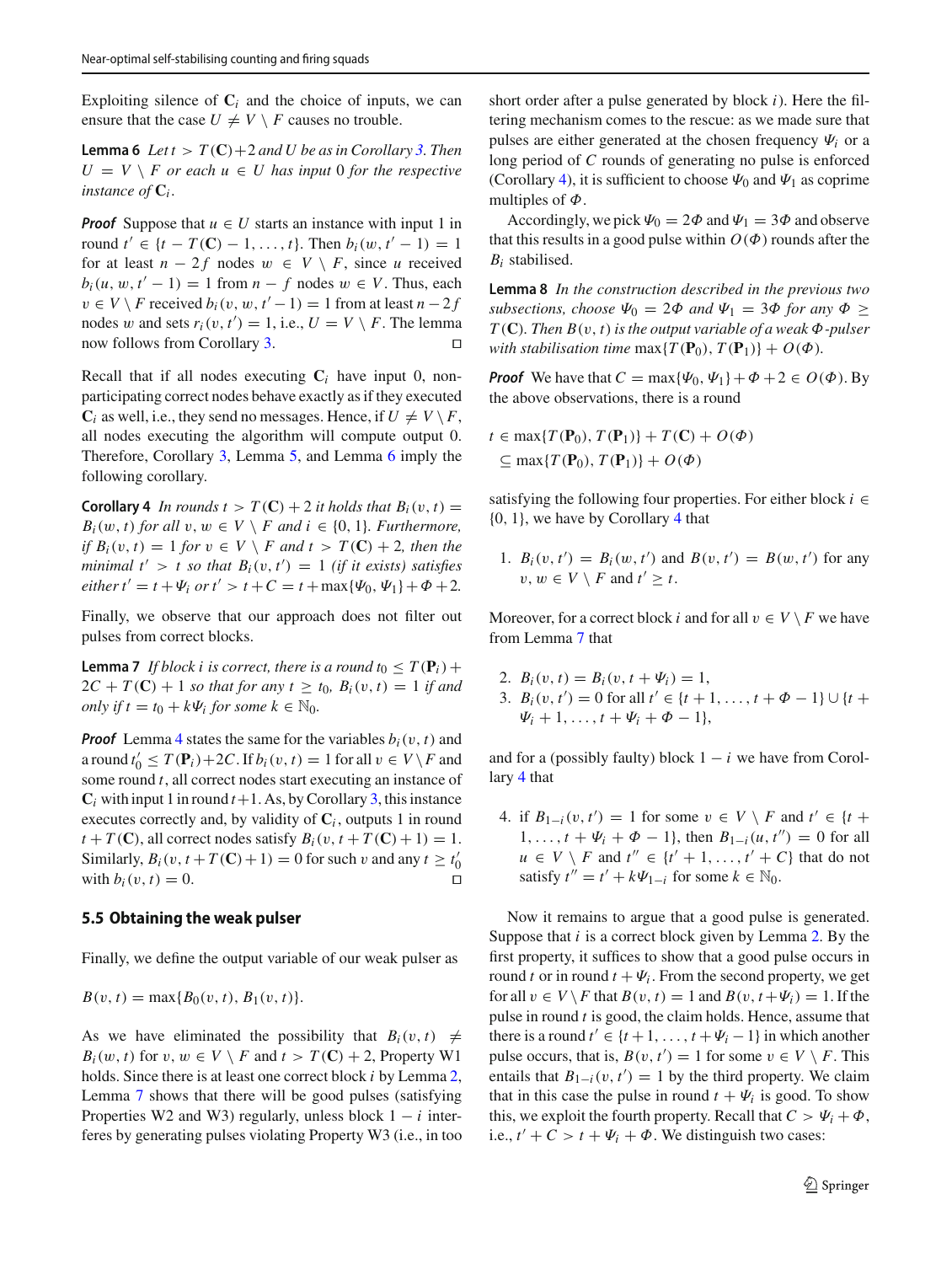Exploiting silence of $\mathbf{C}_i$ and the choice of inputs, we can ensure that the case $U \neq V \setminus F$ causes no trouble.

**Lemma 6** *Let $t > T(\mathbf{C})+2$ and $U$ be as in Corollary 3. Then $U = V \setminus F$ or each $u \in U$ has input 0 for the respective instance of $\mathbf{C}_i$.*

***Proof*** Suppose that $u \in U$ starts an instance with input 1 in round $t' \in \{t - T(\mathbf{C}) - 1, \ldots, t\}$. Then $b_i(w, t' - 1) = 1$ for at least $n - 2f$ nodes $w \in V \setminus F$, since $u$ received $b_i(u, w, t' - 1) = 1$ from $n - f$ nodes $w \in V$. Thus, each $v \in V \setminus F$ received $b_i(v, w, t' - 1) = 1$ from at least $n - 2f$ nodes $w$ and sets $r_i(v, t') = 1$, i.e., $U = V \setminus F$. The lemma now follows from Corollary 3. □

Recall that if all nodes executing $\mathbf{C}_i$ have input 0, non-participating correct nodes behave exactly as if they executed $\mathbf{C}_i$ as well, i.e., they send no messages. Hence, if $U \neq V \setminus F$, all nodes executing the algorithm will compute output 0. Therefore, Corollary 3, Lemma 5, and Lemma 6 imply the following corollary.

**Corollary 4** *In rounds $t > T(\mathbf{C}) + 2$ it holds that $B_i(v, t) = B_i(w, t)$ for all $v, w \in V \setminus F$ and $i \in \{0, 1\}$. Furthermore, if $B_i(v, t) = 1$ for $v \in V \setminus F$ and $t > T(\mathbf{C}) + 2$, then the minimal $t' > t$ so that $B_i(v, t') = 1$ (if it exists) satisfies either $t' = t + \Psi_i$ or $t' > t + C = t + \max\{\Psi_0, \Psi_1\} + \Phi + 2$.*

Finally, we observe that our approach does not filter out pulses from correct blocks.

**Lemma 7** *If block $i$ is correct, there is a round $t_0 \leq T(\mathbf{P}_i) + 2C + T(\mathbf{C}) + 1$ so that for any $t \geq t_0$, $B_i(v, t) = 1$ if and only if $t = t_0 + k\Psi_i$ for some $k \in \mathbb{N}_0$.*

***Proof*** Lemma 4 states the same for the variables $b_i(v, t)$ and a round $t_0' \leq T(\mathbf{P}_i)+2C$. If $b_i(v, t) = 1$ for all $v \in V \setminus F$ and some round $t$, all correct nodes start executing an instance of $\mathbf{C}_i$ with input 1 in round $t+1$. As, by Corollary 3, this instance executes correctly and, by validity of $\mathbf{C}_i$, outputs 1 in round $t + T(\mathbf{C})$, all correct nodes satisfy $B_i(v, t + T(\mathbf{C}) + 1) = 1$. Similarly, $B_i(v, t + T(\mathbf{C}) + 1) = 0$ for such $v$ and any $t \geq t_0'$ with $b_i(v, t) = 0$. □

### 5.5 Obtaining the weak pulser

Finally, we define the output variable of our weak pulser as

$$B(v, t) = \max\{B_0(v, t), B_1(v, t)\}.$$

As we have eliminated the possibility that $B_i(v, t) \neq B_i(w, t)$ for $v, w \in V \setminus F$ and $t > T(\mathbf{C}) + 2$, Property W1 holds. Since there is at least one correct block $i$ by Lemma 2, Lemma 7 shows that there will be good pulses (satisfying Properties W2 and W3) regularly, unless block $1 - i$ interferes by generating pulses violating Property W3 (i.e., in too short order after a pulse generated by block $i$). Here the filtering mechanism comes to the rescue: as we made sure that pulses are either generated at the chosen frequency $\Psi_i$ or a long period of $C$ rounds of generating no pulse is enforced (Corollary 4), it is sufficient to choose $\Psi_0$ and $\Psi_1$ as coprime multiples of $\Phi$.

Accordingly, we pick $\Psi_0 = 2\Phi$ and $\Psi_1 = 3\Phi$ and observe that this results in a good pulse within $O(\Phi)$ rounds after the $B_i$ stabilised.

**Lemma 8** *In the construction described in the previous two subsections, choose $\Psi_0 = 2\Phi$ and $\Psi_1 = 3\Phi$ for any $\Phi \geq T(\mathbf{C})$. Then $B(v, t)$ is the output variable of a weak $\Phi$-pulser with stabilisation time $\max\{T(\mathbf{P}_0), T(\mathbf{P}_1)\} + O(\Phi)$.*

***Proof*** We have that $C = \max\{\Psi_0, \Psi_1\} + \Phi + 2 \in O(\Phi)$. By the above observations, there is a round

$$\begin{aligned} t &\in \max\{T(\mathbf{P}_0), T(\mathbf{P}_1)\} + T(\mathbf{C}) + O(\Phi) \\ &\subseteq \max\{T(\mathbf{P}_0), T(\mathbf{P}_1)\} + O(\Phi) \end{aligned}$$

satisfying the following four properties. For either block $i \in \{0, 1\}$, we have by Corollary 4 that

1. $B_i(v, t') = B_i(w, t')$ and $B(v, t') = B(w, t')$ for any $v, w \in V \setminus F$ and $t' \geq t$.

Moreover, for a correct block $i$ and for all $v \in V \setminus F$ we have from Lemma 7 that

2. $B_i(v, t) = B_i(v, t + \Psi_i) = 1$,
3. $B_i(v, t') = 0$ for all $t' \in \{t + 1, \ldots, t + \Phi - 1\} \cup \{t + \Psi_i + 1, \ldots, t + \Psi_i + \Phi - 1\}$,

and for a (possibly faulty) block $1 - i$ we have from Corollary 4 that

4. if $B_{1-i}(v, t') = 1$ for some $v \in V \setminus F$ and $t' \in \{t + 1, \ldots, t + \Psi_i + \Phi - 1\}$, then $B_{1-i}(u, t'') = 0$ for all $u \in V \setminus F$ and $t'' \in \{t' + 1, \ldots, t' + C\}$ that do not satisfy $t'' = t' + k\Psi_{1-i}$ for some $k \in \mathbb{N}_0$.

Now it remains to argue that a good pulse is generated. Suppose that $i$ is a correct block given by Lemma 2. By the first property, it suffices to show that a good pulse occurs in round $t$ or in round $t + \Psi_i$. From the second property, we get for all $v \in V \setminus F$ that $B(v, t) = 1$ and $B(v, t + \Psi_i) = 1$. If the pulse in round $t$ is good, the claim holds. Hence, assume that there is a round $t' \in \{t + 1, \ldots, t + \Psi_i - 1\}$ in which another pulse occurs, that is, $B(v, t') = 1$ for some $v \in V \setminus F$. This entails that $B_{1-i}(v, t') = 1$ by the third property. We claim that in this case the pulse in round $t + \Psi_i$ is good. To show this, we exploit the fourth property. Recall that $C > \Psi_i + \Phi$, i.e., $t' + C > t + \Psi_i + \Phi$. We distinguish two cases: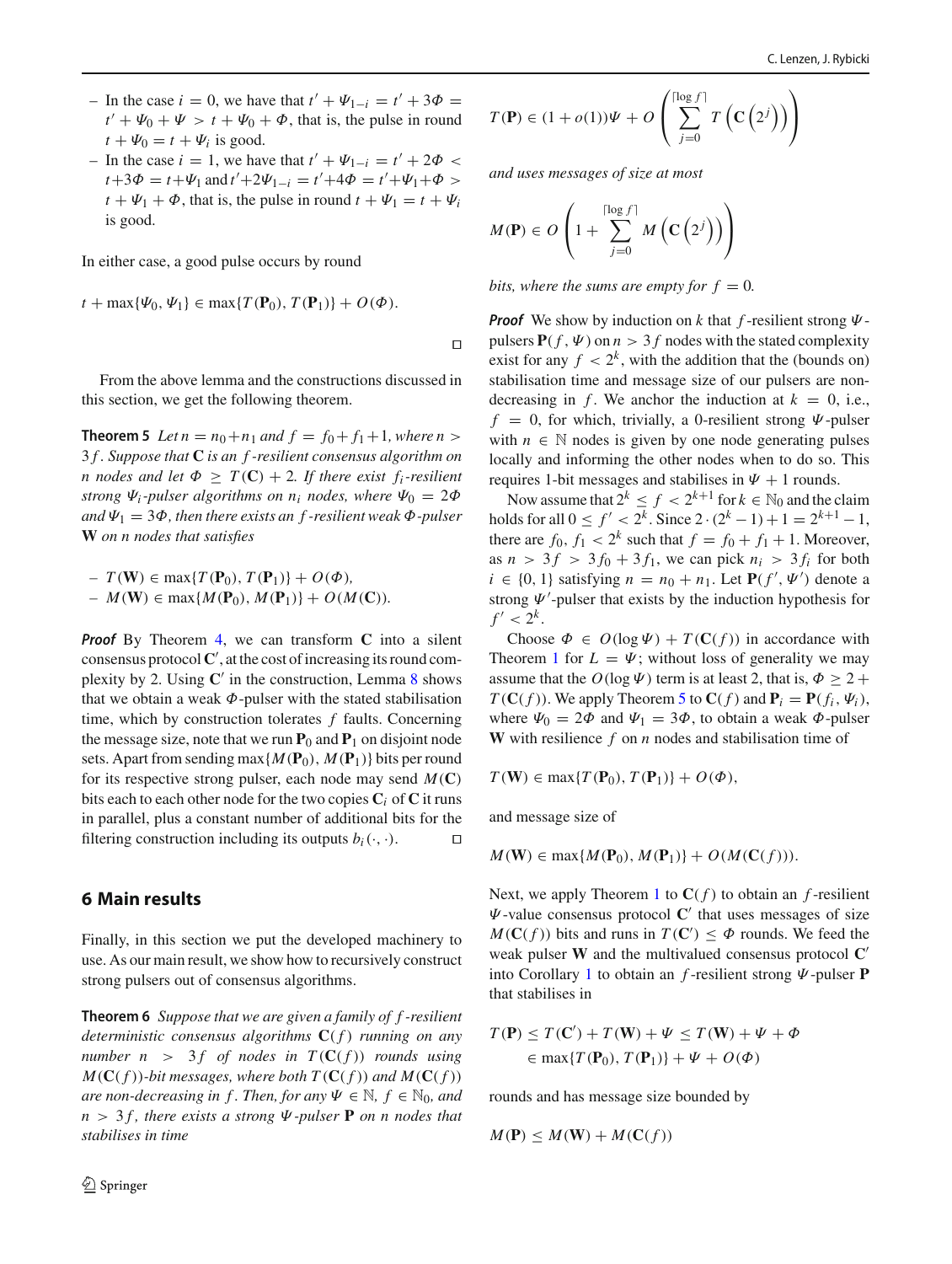- In the case $i = 0$, we have that $t' + \Psi_{1-i} = t' + 3\Phi = t' + \Psi_0 + \Psi > t + \Psi_0 + \Phi$, that is, the pulse in round $t + \Psi_0 = t + \Psi_i$ is good.
- In the case $i = 1$, we have that $t' + \Psi_{1-i} = t' + 2\Phi < t + 3\Phi = t + \Psi_1$ and $t' + 2\Psi_{1-i} = t' + 4\Phi = t' + \Psi_1 + \Phi > t + \Psi_1 + \Phi$, that is, the pulse in round $t + \Psi_1 = t + \Psi_i$ is good.

In either case, a good pulse occurs by round

$$t + \max\{\Psi_0, \Psi_1\} \in \max\{T(\mathbf{P}_0), T(\mathbf{P}_1)\} + O(\Phi).$$

□

From the above lemma and the constructions discussed in this section, we get the following theorem.

**Theorem 5** *Let $n = n_0 + n_1$ and $f = f_0 + f_1 + 1$, where $n > 3f$. Suppose that $\mathbf{C}$ is an $f$-resilient consensus algorithm on $n$ nodes and let $\Phi \geq T(\mathbf{C}) + 2$. If there exist $f_i$-resilient strong $\Psi_i$-pulser algorithms on $n_i$ nodes, where $\Psi_0 = 2\Phi$ and $\Psi_1 = 3\Phi$, then there exists an $f$-resilient weak $\Phi$-pulser $\mathbf{W}$ on $n$ nodes that satisfies*

- $T(\mathbf{W}) \in \max\{T(\mathbf{P}_0), T(\mathbf{P}_1)\} + O(\Phi)$,
- $M(\mathbf{W}) \in \max\{M(\mathbf{P}_0), M(\mathbf{P}_1)\} + O(M(\mathbf{C}))$.

***Proof*** By Theorem 4, we can transform $\mathbf{C}$ into a silent consensus protocol $\mathbf{C}'$, at the cost of increasing its round complexity by 2. Using $\mathbf{C}'$ in the construction, Lemma 8 shows that we obtain a weak $\Phi$-pulser with the stated stabilisation time, which by construction tolerates $f$ faults. Concerning the message size, note that we run $\mathbf{P}_0$ and $\mathbf{P}_1$ on disjoint node sets. Apart from sending $\max\{M(\mathbf{P}_0), M(\mathbf{P}_1)\}$ bits per round for its respective strong pulser, each node may send $M(\mathbf{C})$ bits each to each other node for the two copies $\mathbf{C}_i$ of $\mathbf{C}$ it runs in parallel, plus a constant number of additional bits for the filtering construction including its outputs $b_i(\cdot, \cdot)$. □

## 6 Main results

Finally, in this section we put the developed machinery to use. As our main result, we show how to recursively construct strong pulsers out of consensus algorithms.

**Theorem 6** *Suppose that we are given a family of $f$-resilient deterministic consensus algorithms $\mathbf{C}(f)$ running on any number $n > 3f$ of nodes in $T(\mathbf{C}(f))$ rounds using $M(\mathbf{C}(f))$-bit messages, where both $T(\mathbf{C}(f))$ and $M(\mathbf{C}(f))$ are non-decreasing in $f$. Then, for any $\Psi \in \mathbb{N}$, $f \in \mathbb{N}_0$, and $n > 3f$, there exists a strong $\Psi$-pulser $\mathbf{P}$ on $n$ nodes that stabilises in time*

$$T(\mathbf{P}) \in (1 + o(1))\Psi + O\left(\sum_{j=0}^{\lceil \log f \rceil} T\left(\mathbf{C}\left(2^j\right)\right)\right)$$

*and uses messages of size at most*

$$M(\mathbf{P}) \in O\left(1 + \sum_{j=0}^{\lceil \log f \rceil} M\left(\mathbf{C}\left(2^j\right)\right)\right)$$

*bits, where the sums are empty for $f = 0$.*

***Proof*** We show by induction on $k$ that $f$-resilient strong $\Psi$-pulsers $\mathbf{P}(f, \Psi)$ on $n > 3f$ nodes with the stated complexity exist for any $f < 2^k$, with the addition that the (bounds on) stabilisation time and message size of our pulsers are non-decreasing in $f$. We anchor the induction at $k = 0$, i.e., $f = 0$, for which, trivially, a 0-resilient strong $\Psi$-pulser with $n \in \mathbb{N}$ nodes is given by one node generating pulses locally and informing the other nodes when to do so. This requires 1-bit messages and stabilises in $\Psi + 1$ rounds.

Now assume that $2^k \leq f < 2^{k+1}$ for $k \in \mathbb{N}_0$ and the claim holds for all $0 \leq f' < 2^k$. Since $2 \cdot (2^k - 1) + 1 = 2^{k+1} - 1$, there are $f_0, f_1 < 2^k$ such that $f = f_0 + f_1 + 1$. Moreover, as $n > 3f > 3f_0 + 3f_1$, we can pick $n_i > 3f_i$ for both $i \in \{0, 1\}$ satisfying $n = n_0 + n_1$. Let $\mathbf{P}(f', \Psi')$ denote a strong $\Psi'$-pulser that exists by the induction hypothesis for $f' < 2^k$.

Choose $\Phi \in O(\log \Psi) + T(\mathbf{C}(f))$ in accordance with Theorem 1 for $L = \Psi$; without loss of generality we may assume that the $O(\log \Psi)$ term is at least 2, that is, $\Phi \geq 2 + T(\mathbf{C}(f))$. We apply Theorem 5 to $\mathbf{C}(f)$ and $\mathbf{P}_i = \mathbf{P}(f_i, \Psi_i)$, where $\Psi_0 = 2\Phi$ and $\Psi_1 = 3\Phi$, to obtain a weak $\Phi$-pulser $\mathbf{W}$ with resilience $f$ on $n$ nodes and stabilisation time of

$$T(\mathbf{W}) \in \max\{T(\mathbf{P}_0), T(\mathbf{P}_1)\} + O(\Phi),$$

and message size of

$$M(\mathbf{W}) \in \max\{M(\mathbf{P}_0), M(\mathbf{P}_1)\} + O(M(\mathbf{C}(f))).$$

Next, we apply Theorem 1 to $\mathbf{C}(f)$ to obtain an $f$-resilient $\Psi$-value consensus protocol $\mathbf{C}'$ that uses messages of size $M(\mathbf{C}(f))$ bits and runs in $T(\mathbf{C}') \leq \Phi$ rounds. We feed the weak pulser $\mathbf{W}$ and the multivalued consensus protocol $\mathbf{C}'$ into Corollary 1 to obtain an $f$-resilient strong $\Psi$-pulser $\mathbf{P}$ that stabilises in

$$\begin{aligned} T(\mathbf{P}) &\leq T(\mathbf{C}') + T(\mathbf{W}) + \Psi \leq T(\mathbf{W}) + \Psi + \Phi \\ &\in \max\{T(\mathbf{P}_0), T(\mathbf{P}_1)\} + \Psi + O(\Phi) \end{aligned}$$

rounds and has message size bounded by

$$M(\mathbf{P}) \leq M(\mathbf{W}) + M(\mathbf{C}(f))$$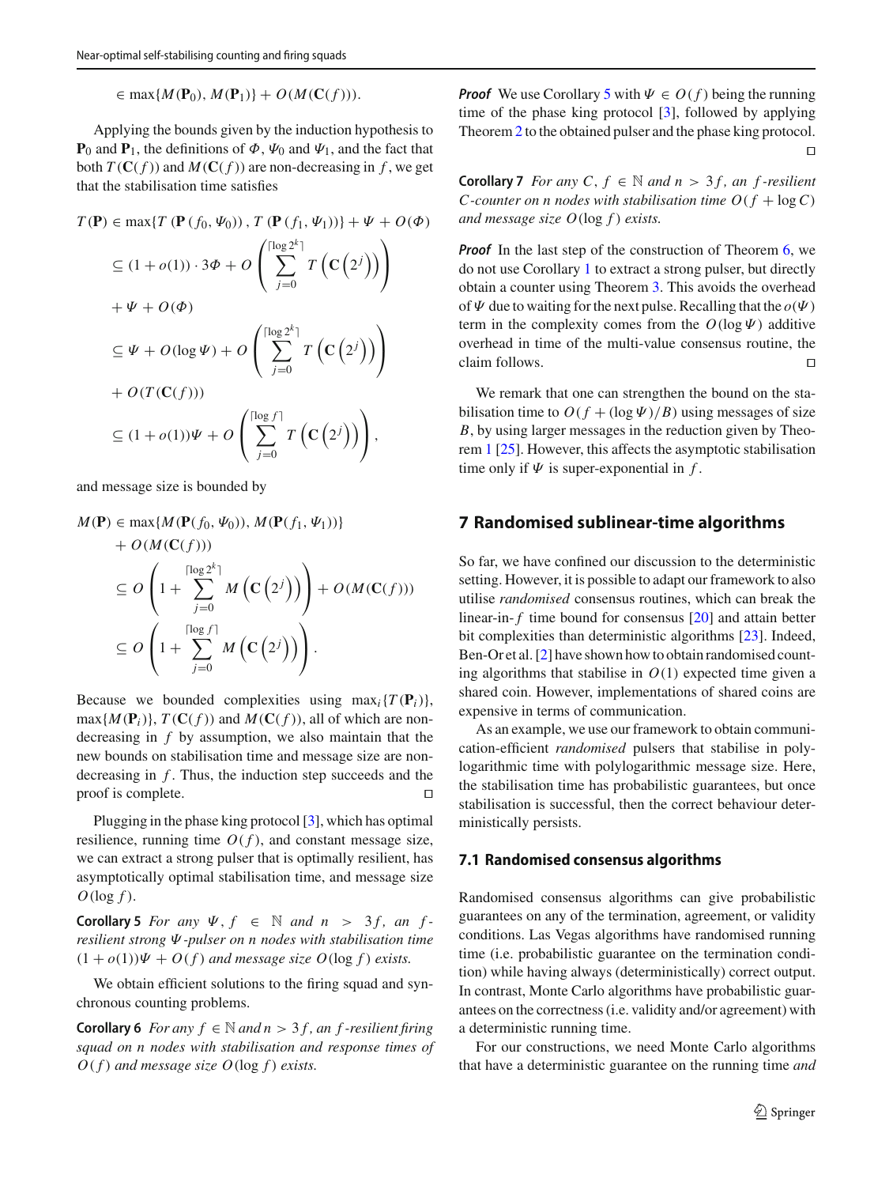$$\in \max\{M(\mathbf{P}_0), M(\mathbf{P}_1)\} + O(M(\mathbf{C}(f))).$$

Applying the bounds given by the induction hypothesis to $\mathbf{P}_0$ and $\mathbf{P}_1$, the definitions of $\Phi$, $\Psi_0$ and $\Psi_1$, and the fact that both $T(\mathbf{C}(f))$ and $M(\mathbf{C}(f))$ are non-decreasing in $f$, we get that the stabilisation time satisfies

$$
\begin{aligned}
T(\mathbf{P}) &\in \max\{T(\mathbf{P}(f_0, \Psi_0)), T(\mathbf{P}(f_1, \Psi_1))\} + \Psi + O(\Phi) \\
&\subseteq (1 + o(1)) \cdot 3\Phi + O\left(\sum_{j=0}^{\lceil \log 2^k \rceil} T\left(\mathbf{C}\left(2^j\right)\right)\right) \\
&\quad + \Psi + O(\Phi) \\
&\subseteq \Psi + O(\log \Psi) + O\left(\sum_{j=0}^{\lceil \log 2^k \rceil} T\left(\mathbf{C}\left(2^j\right)\right)\right) \\
&\quad + O(T(\mathbf{C}(f))) \\
&\subseteq (1 + o(1))\Psi + O\left(\sum_{j=0}^{\lceil \log f \rceil} T\left(\mathbf{C}\left(2^j\right)\right)\right),
\end{aligned}
$$

and message size is bounded by

$$
\begin{aligned}
M(\mathbf{P}) &\in \max\{M(\mathbf{P}(f_0, \Psi_0)), M(\mathbf{P}(f_1, \Psi_1))\} \\
&\quad + O(M(\mathbf{C}(f))) \\
&\subseteq O\left(1 + \sum_{j=0}^{\lceil \log 2^k \rceil} M\left(\mathbf{C}\left(2^j\right)\right)\right) + O(M(\mathbf{C}(f))) \\
&\subseteq O\left(1 + \sum_{j=0}^{\lceil \log f \rceil} M\left(\mathbf{C}\left(2^j\right)\right)\right).
\end{aligned}
$$

Because we bounded complexities using $\max_i\{T(\mathbf{P}_i)\}$, $\max\{M(\mathbf{P}_i)\}$, $T(\mathbf{C}(f))$ and $M(\mathbf{C}(f))$, all of which are non-decreasing in $f$ by assumption, we also maintain that the new bounds on stabilisation time and message size are non-decreasing in $f$. Thus, the induction step succeeds and the proof is complete. □

Plugging in the phase king protocol [3], which has optimal resilience, running time $O(f)$, and constant message size, we can extract a strong pulser that is optimally resilient, has asymptotically optimal stabilisation time, and message size $O(\log f)$.

**Corollary 5** *For any $\Psi, f \in \mathbb{N}$ and $n > 3f$, an $f$-resilient strong $\Psi$-pulser on $n$ nodes with stabilisation time $(1 + o(1))\Psi + O(f)$ and message size $O(\log f)$ exists.*

We obtain efficient solutions to the firing squad and synchronous counting problems.

**Corollary 6** *For any $f \in \mathbb{N}$ and $n > 3f$, an $f$-resilient firing squad on $n$ nodes with stabilisation and response times of $O(f)$ and message size $O(\log f)$ exists.*

***Proof*** We use Corollary 5 with $\Psi \in O(f)$ being the running time of the phase king protocol [3], followed by applying Theorem 2 to the obtained pulser and the phase king protocol. □

**Corollary 7** *For any $C, f \in \mathbb{N}$ and $n > 3f$, an $f$-resilient $C$-counter on $n$ nodes with stabilisation time $O(f + \log C)$ and message size $O(\log f)$ exists.*

***Proof*** In the last step of the construction of Theorem 6, we do not use Corollary 1 to extract a strong pulser, but directly obtain a counter using Theorem 3. This avoids the overhead of $\Psi$ due to waiting for the next pulse. Recalling that the $o(\Psi)$ term in the complexity comes from the $O(\log \Psi)$ additive overhead in time of the multi-value consensus routine, the claim follows. □

We remark that one can strengthen the bound on the stabilisation time to $O(f + (\log \Psi)/B)$ using messages of size $B$, by using larger messages in the reduction given by Theorem 1 [25]. However, this affects the asymptotic stabilisation time only if $\Psi$ is super-exponential in $f$.

## 7 Randomised sublinear-time algorithms

So far, we have confined our discussion to the deterministic setting. However, it is possible to adapt our framework to also utilise *randomised* consensus routines, which can break the linear-in-$f$ time bound for consensus [20] and attain better bit complexities than deterministic algorithms [23]. Indeed, Ben-Or et al. [2] have shown how to obtain randomised counting algorithms that stabilise in $O(1)$ expected time given a shared coin. However, implementations of shared coins are expensive in terms of communication.

As an example, we use our framework to obtain communication-efficient *randomised* pulsers that stabilise in polylogarithmic time with polylogarithmic message size. Here, the stabilisation time has probabilistic guarantees, but once stabilisation is successful, then the correct behaviour deterministically persists.

### 7.1 Randomised consensus algorithms

Randomised consensus algorithms can give probabilistic guarantees on any of the termination, agreement, or validity conditions. Las Vegas algorithms have randomised running time (i.e. probabilistic guarantee on the termination condition) while having always (deterministically) correct output. In contrast, Monte Carlo algorithms have probabilistic guarantees on the correctness (i.e. validity and/or agreement) with a deterministic running time.

For our constructions, we need Monte Carlo algorithms that have a deterministic guarantee on the running time *and*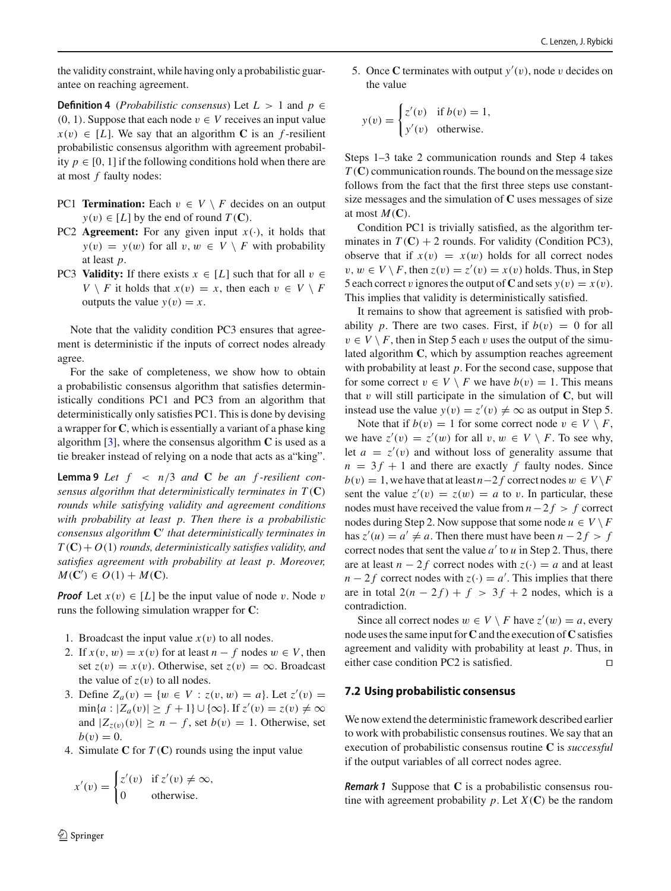the validity constraint, while having only a probabilistic guarantee on reaching agreement.

**Definition 4** (*Probabilistic consensus*) Let $L > 1$ and $p \in (0, 1)$. Suppose that each node $v \in V$ receives an input value $x(v) \in [L]$. We say that an algorithm $\mathbf{C}$ is an $f$-resilient probabilistic consensus algorithm with agreement probability $p \in [0, 1]$ if the following conditions hold when there are at most $f$ faulty nodes:

- PC1 **Termination:** Each $v \in V \setminus F$ decides on an output $y(v) \in [L]$ by the end of round $T(\mathbf{C})$.
- PC2 **Agreement:** For any given input $x(\cdot)$, it holds that $y(v) = y(w)$ for all $v, w \in V \setminus F$ with probability at least $p$.
- PC3 **Validity:** If there exists $x \in [L]$ such that for all $v \in V \setminus F$ it holds that $x(v) = x$, then each $v \in V \setminus F$ outputs the value $y(v) = x$.

Note that the validity condition PC3 ensures that agreement is deterministic if the inputs of correct nodes already agree.

For the sake of completeness, we show how to obtain a probabilistic consensus algorithm that satisfies deterministically conditions PC1 and PC3 from an algorithm that deterministically only satisfies PC1. This is done by devising a wrapper for $\mathbf{C}$, which is essentially a variant of a phase king algorithm [3], where the consensus algorithm $\mathbf{C}$ is used as a tie breaker instead of relying on a node that acts as a"king".

**Lemma 9** *Let $f < n/3$ and $\mathbf{C}$ be an $f$-resilient consensus algorithm that deterministically terminates in $T(\mathbf{C})$ rounds while satisfying validity and agreement conditions with probability at least $p$. Then there is a probabilistic consensus algorithm $\mathbf{C}'$ that deterministically terminates in $T(\mathbf{C}) + O(1)$ rounds, deterministically satisfies validity, and satisfies agreement with probability at least $p$. Moreover, $M(\mathbf{C}') \in O(1) + M(\mathbf{C})$.*

***Proof*** Let $x(v) \in [L]$ be the input value of node $v$. Node $v$ runs the following simulation wrapper for $\mathbf{C}$:

1. Broadcast the input value $x(v)$ to all nodes.
2. If $x(v, w) = x(v)$ for at least $n - f$ nodes $w \in V$, then set $z(v) = x(v)$. Otherwise, set $z(v) = \infty$. Broadcast the value of $z(v)$ to all nodes.
3. Define $Z_a(v) = \{w \in V : z(v, w) = a\}$. Let $z'(v) = \min\{a : |Z_a(v)| \geq f + 1\} \cup \{\infty\}$. If $z'(v) = z(v) \neq \infty$ and $|Z_{z(v)}(v)| \geq n - f$, set $b(v) = 1$. Otherwise, set $b(v) = 0$.
4. Simulate $\mathbf{C}$ for $T(\mathbf{C})$ rounds using the input value

$$x'(v) = \begin{cases} z'(v) & \text{if } z'(v) \neq \infty, \\ 0 & \text{otherwise.} \end{cases}$$

5. Once $\mathbf{C}$ terminates with output $y'(v)$, node $v$ decides on the value

$$y(v) = \begin{cases} z'(v) & \text{if } b(v) = 1, \\ y'(v) & \text{otherwise.} \end{cases}$$

Steps 1–3 take 2 communication rounds and Step 4 takes $T(\mathbf{C})$ communication rounds. The bound on the message size follows from the fact that the first three steps use constant-size messages and the simulation of $\mathbf{C}$ uses messages of size at most $M(\mathbf{C})$.

Condition PC1 is trivially satisfied, as the algorithm terminates in $T(\mathbf{C}) + 2$ rounds. For validity (Condition PC3), observe that if $x(v) = x(w)$ holds for all correct nodes $v, w \in V \setminus F$, then $z(v) = z'(v) = x(v)$ holds. Thus, in Step 5 each correct $v$ ignores the output of $\mathbf{C}$ and sets $y(v) = x(v)$. This implies that validity is deterministically satisfied.

It remains to show that agreement is satisfied with probability $p$. There are two cases. First, if $b(v) = 0$ for all $v \in V \setminus F$, then in Step 5 each $v$ uses the output of the simulated algorithm $\mathbf{C}$, which by assumption reaches agreement with probability at least $p$. For the second case, suppose that for some correct $v \in V \setminus F$ we have $b(v) = 1$. This means that $v$ will still participate in the simulation of $\mathbf{C}$, but will instead use the value $y(v) = z'(v) \neq \infty$ as output in Step 5.

Note that if $b(v) = 1$ for some correct node $v \in V \setminus F$, we have $z'(v) = z'(w)$ for all $v, w \in V \setminus F$. To see why, let $a = z'(v)$ and without loss of generality assume that $n = 3f + 1$ and there are exactly $f$ faulty nodes. Since $b(v) = 1$, we have that at least $n - 2f$ correct nodes $w \in V \setminus F$ sent the value $z'(v) = z(w) = a$ to $v$. In particular, these nodes must have received the value from $n - 2f > f$ correct nodes during Step 2. Now suppose that some node $u \in V \setminus F$ has $z'(u) = a' \neq a$. Then there must have been $n - 2f > f$ correct nodes that sent the value $a'$ to $u$ in Step 2. Thus, there are at least $n - 2f$ correct nodes with $z(\cdot) = a$ and at least $n - 2f$ correct nodes with $z(\cdot) = a'$. This implies that there are in total $2(n - 2f) + f > 3f + 2$ nodes, which is a contradiction.

Since all correct nodes $w \in V \setminus F$ have $z'(w) = a$, every node uses the same input for $\mathbf{C}$ and the execution of $\mathbf{C}$ satisfies agreement and validity with probability at least $p$. Thus, in either case condition PC2 is satisfied. □

### 7.2 Using probabilistic consensus

We now extend the deterministic framework described earlier to work with probabilistic consensus routines. We say that an execution of probabilistic consensus routine $\mathbf{C}$ is *successful* if the output variables of all correct nodes agree.

***Remark 1*** Suppose that $\mathbf{C}$ is a probabilistic consensus routine with agreement probability $p$. Let $X(\mathbf{C})$ be the random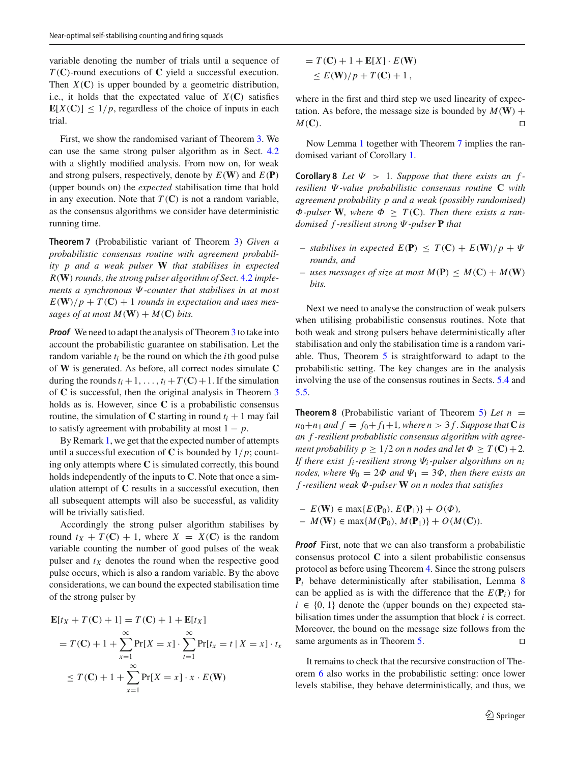variable denoting the number of trials until a sequence of $T(\mathbf{C})$-round executions of $\mathbf{C}$ yield a successful execution. Then $X(\mathbf{C})$ is upper bounded by a geometric distribution, i.e., it holds that the expectated value of $X(\mathbf{C})$ satisfies $\mathbf{E}[X(\mathbf{C})] \leq 1/p$, regardless of the choice of inputs in each trial.

First, we show the randomised variant of Theorem 3. We can use the same strong pulser algorithm as in Sect. 4.2 with a slightly modified analysis. From now on, for weak and strong pulsers, respectively, denote by $E(\mathbf{W})$ and $E(\mathbf{P})$ (upper bounds on) the *expected* stabilisation time that hold in any execution. Note that $T(\mathbf{C})$ is not a random variable, as the consensus algorithms we consider have deterministic running time.

**Theorem 7** (Probabilistic variant of Theorem 3) *Given a probabilistic consensus routine with agreement probability $p$ and a weak pulser $\mathbf{W}$ that stabilises in expected $R(\mathbf{W})$ rounds, the strong pulser algorithm of Sect. 4.2 implements a synchronous $\Psi$-counter that stabilises in at most $E(\mathbf{W})/p + T(\mathbf{C}) + 1$ rounds in expectation and uses messages of at most $M(\mathbf{W}) + M(\mathbf{C})$ bits.*

***Proof*** We need to adapt the analysis of Theorem 3 to take into account the probabilistic guarantee on stabilisation. Let the random variable $t_i$ be the round on which the $i$th good pulse of $\mathbf{W}$ is generated. As before, all correct nodes simulate $\mathbf{C}$ during the rounds $t_i + 1, \ldots, t_i + T(\mathbf{C}) + 1$. If the simulation of $\mathbf{C}$ is successful, then the original analysis in Theorem 3 holds as is. However, since $\mathbf{C}$ is a probabilistic consensus routine, the simulation of $\mathbf{C}$ starting in round $t_i + 1$ may fail to satisfy agreement with probability at most $1 - p$.

By Remark 1, we get that the expected number of attempts until a successful execution of $\mathbf{C}$ is bounded by $1/p$; counting only attempts where $\mathbf{C}$ is simulated correctly, this bound holds independently of the inputs to $\mathbf{C}$. Note that once a simulation attempt of $\mathbf{C}$ results in a successful execution, then all subsequent attempts will also be successful, as validity will be trivially satisfied.

Accordingly the strong pulser algorithm stabilises by round $t_X + T(\mathbf{C}) + 1$, where $X = X(\mathbf{C})$ is the random variable counting the number of good pulses of the weak pulser and $t_X$ denotes the round when the respective good pulse occurs, which is also a random variable. By the above considerations, we can bound the expected stabilisation time of the strong pulser by

$$
\begin{aligned}
\mathbf{E}[t_X + T(\mathbf{C}) + 1] &= T(\mathbf{C}) + 1 + \mathbf{E}[t_X] \\
&= T(\mathbf{C}) + 1 + \sum_{x=1}^{\infty} \Pr[X = x] \cdot \sum_{t=1}^{\infty} \Pr[t_x = t \mid X = x] \cdot t_x \\
&\leq T(\mathbf{C}) + 1 + \sum_{x=1}^{\infty} \Pr[X = x] \cdot x \cdot E(\mathbf{W}) \\
&= T(\mathbf{C}) + 1 + \mathbf{E}[X] \cdot E(\mathbf{W}) \\
&\leq E(\mathbf{W})/p + T(\mathbf{C}) + 1 \,,
\end{aligned}
$$

where in the first and third step we used linearity of expectation. As before, the message size is bounded by $M(\mathbf{W}) + M(\mathbf{C})$. ◻

Now Lemma 1 together with Theorem 7 implies the randomised variant of Corollary 1.

**Corollary 8** *Let $\Psi > 1$. Suppose that there exists an $f$-resilient $\Psi$-value probabilistic consensus routine $\mathbf{C}$ with agreement probability $p$ and a weak (possibly randomised) $\Phi$-pulser $\mathbf{W}$, where $\Phi \geq T(\mathbf{C})$. Then there exists a randomised $f$-resilient strong $\Psi$-pulser $\mathbf{P}$ that*

- *stabilises in expected $E(\mathbf{P}) \leq T(\mathbf{C}) + E(\mathbf{W})/p + \Psi$ rounds, and*
- *uses messages of size at most $M(\mathbf{P}) \leq M(\mathbf{C}) + M(\mathbf{W})$ bits.*

Next we need to analyse the construction of weak pulsers when utilising probabilistic consensus routines. Note that both weak and strong pulsers behave deterministically after stabilisation and only the stabilisation time is a random variable. Thus, Theorem 5 is straightforward to adapt to the probabilistic setting. The key changes are in the analysis involving the use of the consensus routines in Sects. 5.4 and 5.5.

**Theorem 8** (Probabilistic variant of Theorem 5) *Let $n = n_0 + n_1$ and $f = f_0 + f_1 + 1$, where $n > 3f$. Suppose that $\mathbf{C}$ is an $f$-resilient problabistic consensus algorithm with agreement probability $p \geq 1/2$ on $n$ nodes and let $\Phi \geq T(\mathbf{C}) + 2$. If there exist $f_i$-resilient strong $\Psi_i$-pulser algorithms on $n_i$ nodes, where $\Psi_0 = 2\Phi$ and $\Psi_1 = 3\Phi$, then there exists an $f$-resilient weak $\Phi$-pulser $\mathbf{W}$ on $n$ nodes that satisfies*

- *$E(\mathbf{W}) \in \max\{E(\mathbf{P}_0), E(\mathbf{P}_1)\} + O(\Phi)$,*
- *$M(\mathbf{W}) \in \max\{M(\mathbf{P}_0), M(\mathbf{P}_1)\} + O(M(\mathbf{C}))$.*

***Proof*** First, note that we can also transform a probabilistic consensus protocol $\mathbf{C}$ into a silent probabilistic consensus protocol as before using Theorem 4. Since the strong pulsers $\mathbf{P}_i$ behave deterministically after stabilisation, Lemma 8 can be applied as is with the difference that the $E(\mathbf{P}_i)$ for $i \in \{0, 1\}$ denote the (upper bounds on the) expected stabilisation times under the assumption that block $i$ is correct. Moreover, the bound on the message size follows from the same arguments as in Theorem 5. ◻

It remains to check that the recursive construction of Theorem 6 also works in the probabilistic setting: once lower levels stabilise, they behave deterministically, and thus, we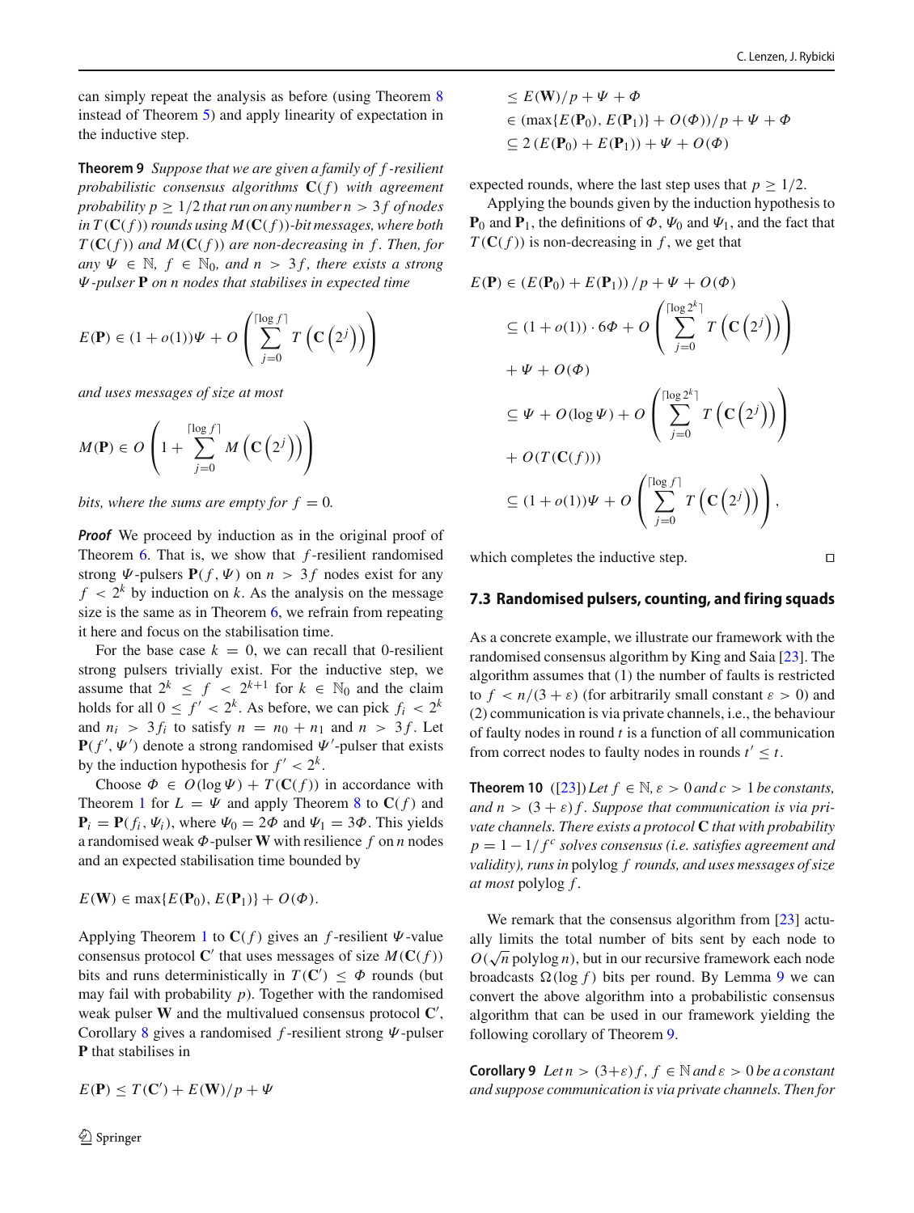can simply repeat the analysis as before (using Theorem 8 instead of Theorem 5) and apply linearity of expectation in the inductive step.

**Theorem 9** *Suppose that we are given a family of $f$-resilient probabilistic consensus algorithms $\mathbf{C}(f)$ with agreement probability $p \geq 1/2$ that run on any number $n > 3f$ of nodes in $T(\mathbf{C}(f))$ rounds using $M(\mathbf{C}(f))$-bit messages, where both $T(\mathbf{C}(f))$ and $M(\mathbf{C}(f))$ are non-decreasing in $f$. Then, for any $\Psi \in \mathbb{N}$, $f \in \mathbb{N}_0$, and $n > 3f$, there exists a strong $\Psi$-pulser $\mathbf{P}$ on $n$ nodes that stabilises in expected time*

$$E(\mathbf{P}) \in (1+o(1))\Psi + O\left(\sum_{j=0}^{\lceil \log f \rceil} T\left(\mathbf{C}\left(2^j\right)\right)\right)$$

*and uses messages of size at most*

$$M(\mathbf{P}) \in O\left(1 + \sum_{j=0}^{\lceil \log f \rceil} M\left(\mathbf{C}\left(2^j\right)\right)\right)$$

*bits, where the sums are empty for $f = 0$.*

***Proof*** We proceed by induction as in the original proof of Theorem 6. That is, we show that $f$-resilient randomised strong $\Psi$-pulsers $\mathbf{P}(f, \Psi)$ on $n > 3f$ nodes exist for any $f < 2^k$ by induction on $k$. As the analysis on the message size is the same as in Theorem 6, we refrain from repeating it here and focus on the stabilisation time.

For the base case $k = 0$, we can recall that 0-resilient strong pulsers trivially exist. For the inductive step, we assume that $2^k \leq f < 2^{k+1}$ for $k \in \mathbb{N}_0$ and the claim holds for all $0 \leq f' < 2^k$. As before, we can pick $f_i < 2^k$ and $n_i > 3f_i$ to satisfy $n = n_0 + n_1$ and $n > 3f$. Let $\mathbf{P}(f', \Psi')$ denote a strong randomised $\Psi'$-pulser that exists by the induction hypothesis for $f' < 2^k$.

Choose $\Phi \in O(\log \Psi) + T(\mathbf{C}(f))$ in accordance with Theorem 1 for $L = \Psi$ and apply Theorem 8 to $\mathbf{C}(f)$ and $\mathbf{P}_i = \mathbf{P}(f_i, \Psi_i)$, where $\Psi_0 = 2\Phi$ and $\Psi_1 = 3\Phi$. This yields a randomised weak $\Phi$-pulser $\mathbf{W}$ with resilience $f$ on $n$ nodes and an expected stabilisation time bounded by

$$E(\mathbf{W}) \in \max\{E(\mathbf{P}_0), E(\mathbf{P}_1)\} + O(\Phi).$$

Applying Theorem 1 to $\mathbf{C}(f)$ gives an $f$-resilient $\Psi$-value consensus protocol $\mathbf{C}'$ that uses messages of size $M(\mathbf{C}(f))$ bits and runs deterministically in $T(\mathbf{C}') \leq \Phi$ rounds (but may fail with probability $p$). Together with the randomised weak pulser $\mathbf{W}$ and the multivalued consensus protocol $\mathbf{C}'$, Corollary 8 gives a randomised $f$-resilient strong $\Psi$-pulser $\mathbf{P}$ that stabilises in

$$\begin{aligned}
E(\mathbf{P}) &\leq T(\mathbf{C}') + E(\mathbf{W})/p + \Psi \\
&\leq E(\mathbf{W})/p + \Psi + \Phi \\
&\in (\max\{E(\mathbf{P}_0), E(\mathbf{P}_1)\} + O(\Phi))/p + \Psi + \Phi \\
&\subseteq 2\left(E(\mathbf{P}_0) + E(\mathbf{P}_1)\right) + \Psi + O(\Phi)
\end{aligned}$$

expected rounds, where the last step uses that $p \geq 1/2$.

Applying the bounds given by the induction hypothesis to $\mathbf{P}_0$ and $\mathbf{P}_1$, the definitions of $\Phi$, $\Psi_0$ and $\Psi_1$, and the fact that $T(\mathbf{C}(f))$ is non-decreasing in $f$, we get that

$$\begin{aligned}
E(\mathbf{P}) &\in \left(E(\mathbf{P}_0) + E(\mathbf{P}_1)\right)/p + \Psi + O(\Phi) \\
&\subseteq (1+o(1)) \cdot 6\Phi + O\left(\sum_{j=0}^{\lceil \log 2^k \rceil} T\left(\mathbf{C}\left(2^j\right)\right)\right) \\
&\quad + \Psi + O(\Phi) \\
&\subseteq \Psi + O(\log \Psi) + O\left(\sum_{j=0}^{\lceil \log 2^k \rceil} T\left(\mathbf{C}\left(2^j\right)\right)\right) \\
&\quad + O(T(\mathbf{C}(f))) \\
&\subseteq (1+o(1))\Psi + O\left(\sum_{j=0}^{\lceil \log f \rceil} T\left(\mathbf{C}\left(2^j\right)\right)\right),
\end{aligned}$$

which completes the inductive step. □

### 7.3 Randomised pulsers, counting, and firing squads

As a concrete example, we illustrate our framework with the randomised consensus algorithm by King and Saia [23]. The algorithm assumes that (1) the number of faults is restricted to $f < n/(3+\varepsilon)$ (for arbitrarily small constant $\varepsilon > 0$) and (2) communication is via private channels, i.e., the behaviour of faulty nodes in round $t$ is a function of all communication from correct nodes to faulty nodes in rounds $t' \leq t$.

**Theorem 10** ([23]) *Let $f \in \mathbb{N}$, $\varepsilon > 0$ and $c > 1$ be constants, and $n > (3+\varepsilon)f$. Suppose that communication is via private channels. There exists a protocol $\mathbf{C}$ that with probability $p = 1 - 1/f^c$ solves consensus (i.e. satisfies agreement and validity), runs in* polylog $f$ *rounds, and uses messages of size at most* polylog $f$.

We remark that the consensus algorithm from [23] actually limits the total number of bits sent by each node to $O(\sqrt{n} \operatorname{polylog} n)$, but in our recursive framework each node broadcasts $\Omega(\log f)$ bits per round. By Lemma 9 we can convert the above algorithm into a probabilistic consensus algorithm that can be used in our framework yielding the following corollary of Theorem 9.

**Corollary 9** *Let $n > (3+\varepsilon)f$, $f \in \mathbb{N}$ and $\varepsilon > 0$ be a constant and suppose communication is via private channels. Then for*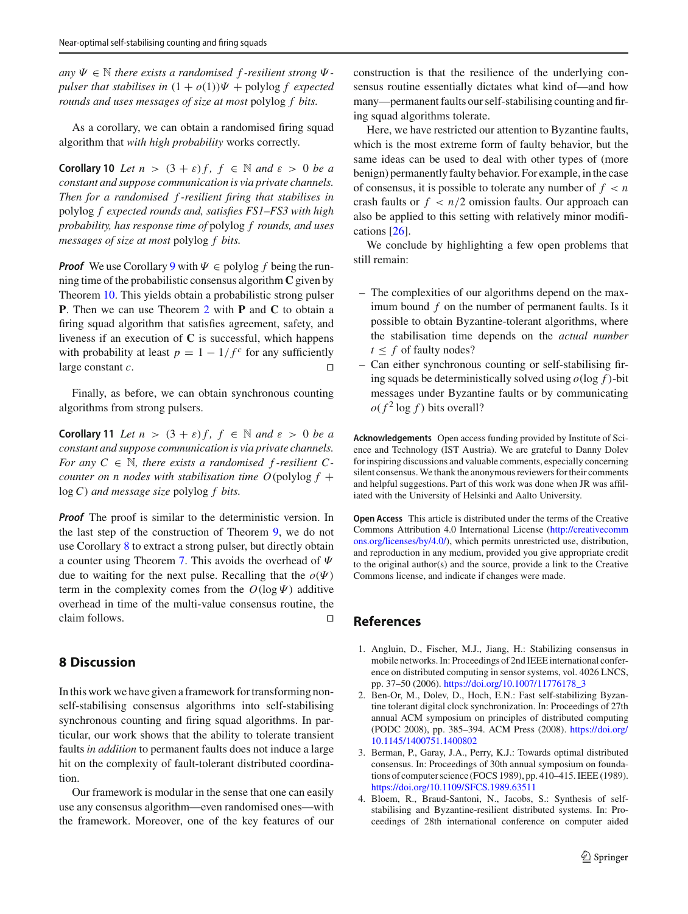*any $\Psi \in \mathbb{N}$ there exists a randomised $f$-resilient strong $\Psi$-pulser that stabilises in $(1 + o(1))\Psi + \text{polylog}\, f$ expected rounds and uses messages of size at most* polylog $f$ *bits.*

As a corollary, we can obtain a randomised firing squad algorithm that *with high probability* works correctly.

**Corollary 10** *Let $n > (3 + \varepsilon) f$, $f \in \mathbb{N}$ and $\varepsilon > 0$ be a constant and suppose communication is via private channels. Then for a randomised $f$-resilient firing that stabilises in* polylog $f$ *expected rounds and, satisfies FS1–FS3 with high probability, has response time of* polylog $f$ *rounds, and uses messages of size at most* polylog $f$ *bits.*

***Proof*** We use Corollary 9 with $\Psi \in \text{polylog}\, f$ being the running time of the probabilistic consensus algorithm $\mathbf{C}$ given by Theorem 10. This yields obtain a probabilistic strong pulser $\mathbf{P}$. Then we can use Theorem 2 with $\mathbf{P}$ and $\mathbf{C}$ to obtain a firing squad algorithm that satisfies agreement, safety, and liveness if an execution of $\mathbf{C}$ is successful, which happens with probability at least $p = 1 - 1/f^c$ for any sufficiently large constant $c$. □

Finally, as before, we can obtain synchronous counting algorithms from strong pulsers.

**Corollary 11** *Let $n > (3 + \varepsilon) f$, $f \in \mathbb{N}$ and $\varepsilon > 0$ be a constant and suppose communication is via private channels. For any $C \in \mathbb{N}$, there exists a randomised $f$-resilient $C$-counter on $n$ nodes with stabilisation time $O(\text{polylog}\, f + \log C)$ and message size* polylog $f$ *bits.*

***Proof*** The proof is similar to the deterministic version. In the last step of the construction of Theorem 9, we do not use Corollary 8 to extract a strong pulser, but directly obtain a counter using Theorem 7. This avoids the overhead of $\Psi$ due to waiting for the next pulse. Recalling that the $o(\Psi)$ term in the complexity comes from the $O(\log \Psi)$ additive overhead in time of the multi-value consensus routine, the claim follows. □

## 8 Discussion

In this work we have given a framework for transforming non-self-stabilising consensus algorithms into self-stabilising synchronous counting and firing squad algorithms. In particular, our work shows that the ability to tolerate transient faults *in addition* to permanent faults does not induce a large hit on the complexity of fault-tolerant distributed coordination.

Our framework is modular in the sense that one can easily use any consensus algorithm—even randomised ones—with the framework. Moreover, one of the key features of our construction is that the resilience of the underlying consensus routine essentially dictates what kind of—and how many—permanent faults our self-stabilising counting and firing squad algorithms tolerate.

Here, we have restricted our attention to Byzantine faults, which is the most extreme form of faulty behavior, but the same ideas can be used to deal with other types of (more benign) permanently faulty behavior. For example, in the case of consensus, it is possible to tolerate any number of $f < n$ crash faults or $f < n/2$ omission faults. Our approach can also be applied to this setting with relatively minor modifications [26].

We conclude by highlighting a few open problems that still remain:

- The complexities of our algorithms depend on the maximum bound $f$ on the number of permanent faults. Is it possible to obtain Byzantine-tolerant algorithms, where the stabilisation time depends on the *actual number* $t \leq f$ of faulty nodes?
- Can either synchronous counting or self-stabilising firing squads be deterministically solved using $o(\log f)$-bit messages under Byzantine faults or by communicating $o(f^2 \log f)$ bits overall?

**Acknowledgements** Open access funding provided by Institute of Science and Technology (IST Austria). We are grateful to Danny Dolev for inspiring discussions and valuable comments, especially concerning silent consensus. We thank the anonymous reviewers for their comments and helpful suggestions. Part of this work was done when JR was affiliated with the University of Helsinki and Aalto University.

**Open Access** This article is distributed under the terms of the Creative Commons Attribution 4.0 International License (http://creativecommons.org/licenses/by/4.0/), which permits unrestricted use, distribution, and reproduction in any medium, provided you give appropriate credit to the original author(s) and the source, provide a link to the Creative Commons license, and indicate if changes were made.

## References

1. Angluin, D., Fischer, M.J., Jiang, H.: Stabilizing consensus in mobile networks. In: Proceedings of 2nd IEEE international conference on distributed computing in sensor systems, vol. 4026 LNCS, pp. 37–50 (2006). https://doi.org/10.1007/11776178_3
2. Ben-Or, M., Dolev, D., Hoch, E.N.: Fast self-stabilizing Byzantine tolerant digital clock synchronization. In: Proceedings of 27th annual ACM symposium on principles of distributed computing (PODC 2008), pp. 385–394. ACM Press (2008). https://doi.org/10.1145/1400751.1400802
3. Berman, P., Garay, J.A., Perry, K.J.: Towards optimal distributed consensus. In: Proceedings of 30th annual symposium on foundations of computer science (FOCS 1989), pp. 410–415. IEEE (1989). https://doi.org/10.1109/SFCS.1989.63511
4. Bloem, R., Braud-Santoni, N., Jacobs, S.: Synthesis of self-stabilising and Byzantine-resilient distributed systems. In: Proceedings of 28th international conference on computer aided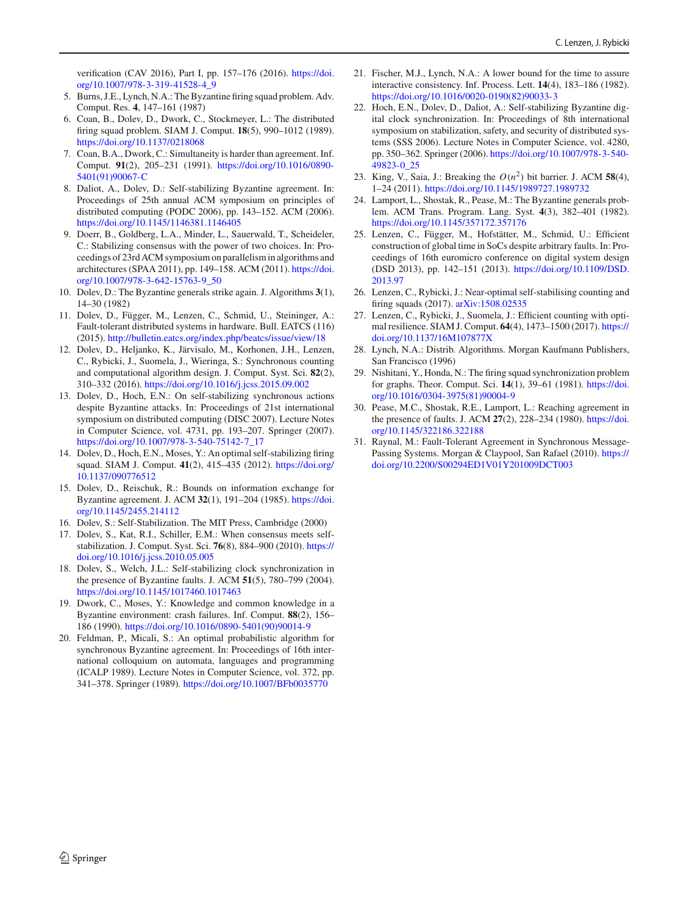verification (CAV 2016), Part I, pp. 157–176 (2016). https://doi.org/10.1007/978-3-319-41528-4_9

5. Burns, J.E., Lynch, N.A.: The Byzantine firing squad problem. Adv. Comput. Res. **4**, 147–161 (1987)
6. Coan, B., Dolev, D., Dwork, C., Stockmeyer, L.: The distributed firing squad problem. SIAM J. Comput. **18**(5), 990–1012 (1989). https://doi.org/10.1137/0218068
7. Coan, B.A., Dwork, C.: Simultaneity is harder than agreement. Inf. Comput. **91**(2), 205–231 (1991). https://doi.org/10.1016/0890-5401(91)90067-C
8. Daliot, A., Dolev, D.: Self-stabilizing Byzantine agreement. In: Proceedings of 25th annual ACM symposium on principles of distributed computing (PODC 2006), pp. 143–152. ACM (2006). https://doi.org/10.1145/1146381.1146405
9. Doerr, B., Goldberg, L.A., Minder, L., Sauerwald, T., Scheideler, C.: Stabilizing consensus with the power of two choices. In: Proceedings of 23rd ACM symposium on parallelism in algorithms and architectures (SPAA 2011), pp. 149–158. ACM (2011). https://doi.org/10.1007/978-3-642-15763-9_50
10. Dolev, D.: The Byzantine generals strike again. J. Algorithms **3**(1), 14–30 (1982)
11. Dolev, D., Függer, M., Lenzen, C., Schmid, U., Steininger, A.: Fault-tolerant distributed systems in hardware. Bull. EATCS (116) (2015). http://bulletin.eatcs.org/index.php/beatcs/issue/view/18
12. Dolev, D., Heljanko, K., Järvisalo, M., Korhonen, J.H., Lenzen, C., Rybicki, J., Suomela, J., Wieringa, S.: Synchronous counting and computational algorithm design. J. Comput. Syst. Sci. **82**(2), 310–332 (2016). https://doi.org/10.1016/j.jcss.2015.09.002
13. Dolev, D., Hoch, E.N.: On self-stabilizing synchronous actions despite Byzantine attacks. In: Proceedings of 21st international symposium on distributed computing (DISC 2007). Lecture Notes in Computer Science, vol. 4731, pp. 193–207. Springer (2007). https://doi.org/10.1007/978-3-540-75142-7_17
14. Dolev, D., Hoch, E.N., Moses, Y.: An optimal self-stabilizing firing squad. SIAM J. Comput. **41**(2), 415–435 (2012). https://doi.org/10.1137/090776512
15. Dolev, D., Reischuk, R.: Bounds on information exchange for Byzantine agreement. J. ACM **32**(1), 191–204 (1985). https://doi.org/10.1145/2455.214112
16. Dolev, S.: Self-Stabilization. The MIT Press, Cambridge (2000)
17. Dolev, S., Kat, R.I., Schiller, E.M.: When consensus meets self-stabilization. J. Comput. Syst. Sci. **76**(8), 884–900 (2010). https://doi.org/10.1016/j.jcss.2010.05.005
18. Dolev, S., Welch, J.L.: Self-stabilizing clock synchronization in the presence of Byzantine faults. J. ACM **51**(5), 780–799 (2004). https://doi.org/10.1145/1017460.1017463
19. Dwork, C., Moses, Y.: Knowledge and common knowledge in a Byzantine environment: crash failures. Inf. Comput. **88**(2), 156–186 (1990). https://doi.org/10.1016/0890-5401(90)90014-9
20. Feldman, P., Micali, S.: An optimal probabilistic algorithm for synchronous Byzantine agreement. In: Proceedings of 16th international colloquium on automata, languages and programming (ICALP 1989). Lecture Notes in Computer Science, vol. 372, pp. 341–378. Springer (1989). https://doi.org/10.1007/BFb0035770
21. Fischer, M.J., Lynch, N.A.: A lower bound for the time to assure interactive consistency. Inf. Process. Lett. **14**(4), 183–186 (1982). https://doi.org/10.1016/0020-0190(82)90033-3
22. Hoch, E.N., Dolev, D., Daliot, A.: Self-stabilizing Byzantine digital clock synchronization. In: Proceedings of 8th international symposium on stabilization, safety, and security of distributed systems (SSS 2006). Lecture Notes in Computer Science, vol. 4280, pp. 350–362. Springer (2006). https://doi.org/10.1007/978-3-540-49823-0_25
23. King, V., Saia, J.: Breaking the $O(n^2)$ bit barrier. J. ACM **58**(4), 1–24 (2011). https://doi.org/10.1145/1989727.1989732
24. Lamport, L., Shostak, R., Pease, M.: The Byzantine generals problem. ACM Trans. Program. Lang. Syst. **4**(3), 382–401 (1982). https://doi.org/10.1145/357172.357176
25. Lenzen, C., Függer, M., Hofstätter, M., Schmid, U.: Efficient construction of global time in SoCs despite arbitrary faults. In: Proceedings of 16th euromicro conference on digital system design (DSD 2013), pp. 142–151 (2013). https://doi.org/10.1109/DSD.2013.97
26. Lenzen, C., Rybicki, J.: Near-optimal self-stabilising counting and firing squads (2017). arXiv:1508.02535
27. Lenzen, C., Rybicki, J., Suomela, J.: Efficient counting with optimal resilience. SIAM J. Comput. **64**(4), 1473–1500 (2017). https://doi.org/10.1137/16M107877X
28. Lynch, N.A.: Distrib. Algorithms. Morgan Kaufmann Publishers, San Francisco (1996)
29. Nishitani, Y., Honda, N.: The firing squad synchronization problem for graphs. Theor. Comput. Sci. **14**(1), 39–61 (1981). https://doi.org/10.1016/0304-3975(81)90004-9
30. Pease, M.C., Shostak, R.E., Lamport, L.: Reaching agreement in the presence of faults. J. ACM **27**(2), 228–234 (1980). https://doi.org/10.1145/322186.322188
31. Raynal, M.: Fault-Tolerant Agreement in Synchronous Message-Passing Systems. Morgan & Claypool, San Rafael (2010). https://doi.org/10.2200/S00294ED1V01Y201009DCT003